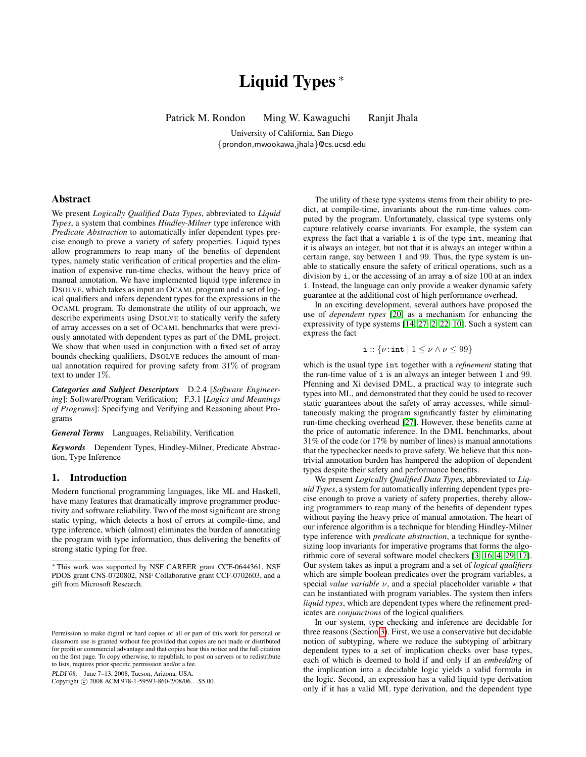# Liquid Types *

Patrick M. Rondon Ming W. Kawaguchi Ranjit Jhala

University of California, San Diego
{prondon,mwookawa,jhala}@cs.ucsd.edu

## Abstract

We present *Logically Qualified Data Types*, abbreviated to *Liquid Types*, a system that combines *Hindley-Milner* type inference with *Predicate Abstraction* to automatically infer dependent types precise enough to prove a variety of safety properties. Liquid types allow programmers to reap many of the benefits of dependent types, namely static verification of critical properties and the elimination of expensive run-time checks, without the heavy price of manual annotation. We have implemented liquid type inference in DSOLVE, which takes as input an OCAML program and a set of logical qualifiers and infers dependent types for the expressions in the OCAML program. To demonstrate the utility of our approach, we describe experiments using DSOLVE to statically verify the safety of array accesses on a set of OCAML benchmarks that were previously annotated with dependent types as part of the DML project. We show that when used in conjunction with a fixed set of array bounds checking qualifiers, DSOLVE reduces the amount of manual annotation required for proving safety from 31% of program text to under 1%.

***Categories and Subject Descriptors*** D.2.4 [*Software Engineering*]: Software/Program Verification; F.3.1 [*Logics and Meanings of Programs*]: Specifying and Verifying and Reasoning about Programs

***General Terms*** Languages, Reliability, Verification

***Keywords*** Dependent Types, Hindley-Milner, Predicate Abstraction, Type Inference

## 1. Introduction

Modern functional programming languages, like ML and Haskell, have many features that dramatically improve programmer productivity and software reliability. Two of the most significant are strong static typing, which detects a host of errors at compile-time, and type inference, which (almost) eliminates the burden of annotating the program with type information, thus delivering the benefits of strong static typing for free.

The utility of these type systems stems from their ability to predict, at compile-time, invariants about the run-time values computed by the program. Unfortunately, classical type systems only capture relatively coarse invariants. For example, the system can express the fact that a variable `i` is of the type `int`, meaning that it is always an integer, but not that it is always an integer within a certain range, say between 1 and 99. Thus, the type system is unable to statically ensure the safety of critical operations, such as a division by `i`, or the accessing of an array `a` of size 100 at an index `i`. Instead, the language can only provide a weaker dynamic safety guarantee at the additional cost of high performance overhead.

In an exciting development, several authors have proposed the use of *dependent types* [20] as a mechanism for enhancing the expressivity of type systems [14, 27, 2, 22, 10]. Such a system can express the fact

$$\texttt{i} :: \{\nu : \texttt{int} \mid 1 \leq \nu \wedge \nu \leq 99\}$$

which is the usual type `int` together with a *refinement* stating that the run-time value of `i` is an always an integer between 1 and 99. Pfenning and Xi devised DML, a practical way to integrate such types into ML, and demonstrated that they could be used to recover static guarantees about the safety of array accesses, while simultaneously making the program significantly faster by eliminating run-time checking overhead [27]. However, these benefits came at the price of automatic inference. In the DML benchmarks, about 31% of the code (or 17% by number of lines) is manual annotations that the typechecker needs to prove safety. We believe that this non-trivial annotation burden has hampered the adoption of dependent types despite their safety and performance benefits.

We present *Logically Qualified Data Types*, abbreviated to *Liquid Types*, a system for automatically inferring dependent types precise enough to prove a variety of safety properties, thereby allowing programmers to reap many of the benefits of dependent types without paying the heavy price of manual annotation. The heart of our inference algorithm is a technique for blending Hindley-Milner type inference with *predicate abstraction*, a technique for synthesizing loop invariants for imperative programs that forms the algorithmic core of several software model checkers [3, 16, 4, 29, 17]. Our system takes as input a program and a set of *logical qualifiers* which are simple boolean predicates over the program variables, a special *value variable* $\nu$, and a special placeholder variable $\star$ that can be instantiated with program variables. The system then infers *liquid types*, which are dependent types where the refinement predicates are *conjunctions* of the logical qualifiers.

In our system, type checking and inference are decidable for three reasons (Section 3). First, we use a conservative but decidable notion of subtyping, where we reduce the subtyping of arbitrary dependent types to a set of implication checks over base types, each of which is deemed to hold if and only if an *embedding* of the implication into a decidable logic yields a valid formula in the logic. Second, an expression has a valid liquid type derivation only if it has a valid ML type derivation, and the dependent type

---

* This work was supported by NSF CAREER grant CCF-0644361, NSF PDOS grant CNS-0720802, NSF Collaborative grant CCF-0702603, and a gift from Microsoft Research.

Permission to make digital or hard copies of all or part of this work for personal or classroom use is granted without fee provided that copies are not made or distributed for profit or commercial advantage and that copies bear this notice and the full citation on the first page. To copy otherwise, to republish, to post on servers or to redistribute to lists, requires prior specific permission and/or a fee.

*PLDI'08,* June 7–13, 2008, Tucson, Arizona, USA.
Copyright © 2008 ACM 978-1-59593-860-2/08/06...$5.00.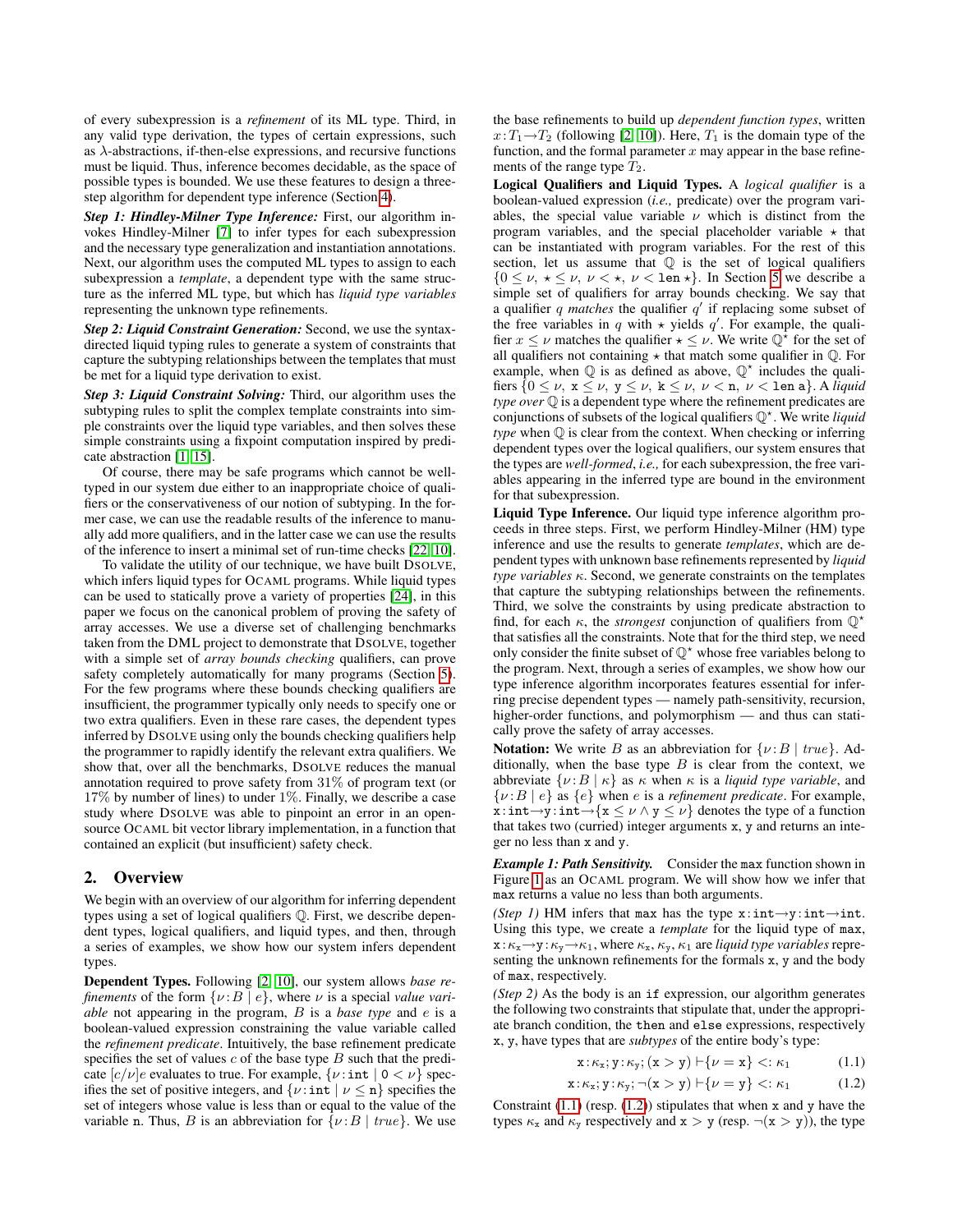of every subexpression is a *refinement* of its ML type. Third, in any valid type derivation, the types of certain expressions, such as $\lambda$-abstractions, if-then-else expressions, and recursive functions must be liquid. Thus, inference becomes decidable, as the space of possible types is bounded. We use these features to design a three-step algorithm for dependent type inference (Section 4).

***Step 1: Hindley-Milner Type Inference:*** First, our algorithm invokes Hindley-Milner [7] to infer types for each subexpression and the necessary type generalization and instantiation annotations. Next, our algorithm uses the computed ML types to assign to each subexpression a *template*, a dependent type with the same structure as the inferred ML type, but which has *liquid type variables* representing the unknown type refinements.

***Step 2: Liquid Constraint Generation:*** Second, we use the syntax-directed liquid typing rules to generate a system of constraints that capture the subtyping relationships between the templates that must be met for a liquid type derivation to exist.

***Step 3: Liquid Constraint Solving:*** Third, our algorithm uses the subtyping rules to split the complex template constraints into simple constraints over the liquid type variables, and then solves these simple constraints using a fixpoint computation inspired by predicate abstraction [1, 15].

Of course, there may be safe programs which cannot be well-typed in our system due either to an inappropriate choice of qualifiers or the conservativeness of our notion of subtyping. In the former case, we can use the readable results of the inference to manually add more qualifiers, and in the latter case we can use the results of the inference to insert a minimal set of run-time checks [22, 10].

To validate the utility of our technique, we have built DSOLVE, which infers liquid types for OCAML programs. While liquid types can be used to statically prove a variety of properties [24], in this paper we focus on the canonical problem of proving the safety of array accesses. We use a diverse set of challenging benchmarks taken from the DML project to demonstrate that DSOLVE, together with a simple set of *array bounds checking* qualifiers, can prove safety completely automatically for many programs (Section 5). For the few programs where these bounds checking qualifiers are insufficient, the programmer typically only needs to specify one or two extra qualifiers. Even in these rare cases, the dependent types inferred by DSOLVE using only the bounds checking qualifiers help the programmer to rapidly identify the relevant extra qualifiers. We show that, over all the benchmarks, DSOLVE reduces the manual annotation required to prove safety from 31% of program text (or 17% by number of lines) to under 1%. Finally, we describe a case study where DSOLVE was able to pinpoint an error in an open-source OCAML bit vector library implementation, in a function that contained an explicit (but insufficient) safety check.

## 2. Overview

We begin with an overview of our algorithm for inferring dependent types using a set of logical qualifiers $\mathbb{Q}$. First, we describe dependent types, logical qualifiers, and liquid types, and then, through a series of examples, we show how our system infers dependent types.

**Dependent Types.** Following [2, 10], our system allows *base refinements* of the form $\{\nu : B \mid e\}$, where $\nu$ is a special *value variable* not appearing in the program, $B$ is a *base type* and $e$ is a boolean-valued expression constraining the value variable called the *refinement predicate*. Intuitively, the base refinement predicate specifies the set of values $c$ of the base type $B$ such that the predicate $[c/\nu]e$ evaluates to true. For example, $\{\nu : \texttt{int} \mid 0 < \nu\}$ specifies the set of positive integers, and $\{\nu : \texttt{int} \mid \nu \leq \texttt{n}\}$ specifies the set of integers whose value is less than or equal to the value of the variable n. Thus, $B$ is an abbreviation for $\{\nu : B \mid \mathit{true}\}$. We use the base refinements to build up *dependent function types*, written $x : T_1 \rightarrow T_2$ (following [2, 10]). Here, $T_1$ is the domain type of the function, and the formal parameter $x$ may appear in the base refinements of the range type $T_2$.

**Logical Qualifiers and Liquid Types.** A *logical qualifier* is a boolean-valued expression (*i.e.,* predicate) over the program variables, the special value variable $\nu$ which is distinct from the program variables, and the special placeholder variable $\star$ that can be instantiated with program variables. For the rest of this section, let us assume that $\mathbb{Q}$ is the set of logical qualifiers $\{0 \leq \nu, \star \leq \nu, \nu < \star, \nu < \texttt{len}\,\star\}$. In Section 5 we describe a simple set of qualifiers for array bounds checking. We say that a qualifier $q$ *matches* the qualifier $q'$ if replacing some subset of the free variables in $q$ with $\star$ yields $q'$. For example, the qualifier $x \leq \nu$ matches the qualifier $\star \leq \nu$. We write $\mathbb{Q}^\star$ for the set of all qualifiers not containing $\star$ that match some qualifier in $\mathbb{Q}$. For example, when $\mathbb{Q}$ is as defined as above, $\mathbb{Q}^\star$ includes the qualifiers $\{0 \leq \nu,\ \texttt{x} \leq \nu,\ \texttt{y} \leq \nu,\ \texttt{k} \leq \nu,\ \nu < \texttt{n},\ \nu < \texttt{len a}\}$. A *liquid type over* $\mathbb{Q}$ is a dependent type where the refinement predicates are conjunctions of subsets of the logical qualifiers $\mathbb{Q}^\star$. We write *liquid type* when $\mathbb{Q}$ is clear from the context. When checking or inferring dependent types over the logical qualifiers, our system ensures that the types are *well-formed*, *i.e.,* for each subexpression, the free variables appearing in the inferred type are bound in the environment for that subexpression.

**Liquid Type Inference.** Our liquid type inference algorithm proceeds in three steps. First, we perform Hindley-Milner (HM) type inference and use the results to generate *templates*, which are dependent types with unknown base refinements represented by *liquid type variables* $\kappa$. Second, we generate constraints on the templates that capture the subtyping relationships between the refinements. Third, we solve the constraints by using predicate abstraction to find, for each $\kappa$, the *strongest* conjunction of qualifiers from $\mathbb{Q}^\star$ that satisfies all the constraints. Note that for the third step, we need only consider the finite subset of $\mathbb{Q}^\star$ whose free variables belong to the program. Next, through a series of examples, we show how our type inference algorithm incorporates features essential for inferring precise dependent types — namely path-sensitivity, recursion, higher-order functions, and polymorphism — and thus can statically prove the safety of array accesses.

**Notation:** We write $B$ as an abbreviation for $\{\nu : B \mid \mathit{true}\}$. Additionally, when the base type $B$ is clear from the context, we abbreviate $\{\nu : B \mid \kappa\}$ as $\kappa$ when $\kappa$ is a *liquid type variable*, and $\{\nu : B \mid e\}$ as $\{e\}$ when $e$ is a *refinement predicate*. For example, $\texttt{x} : \texttt{int} \rightarrow \texttt{y} : \texttt{int} \rightarrow \{\texttt{x} \leq \nu \wedge \texttt{y} \leq \nu\}$ denotes the type of a function that takes two (curried) integer arguments x, y and returns an integer no less than x and y.

***Example 1: Path Sensitivity.*** Consider the max function shown in Figure 1 as an OCAML program. We will show how we infer that max returns a value no less than both arguments.

*(Step 1)* HM infers that max has the type $\texttt{x} : \texttt{int} \rightarrow \texttt{y} : \texttt{int} \rightarrow \texttt{int}$. Using this type, we create a *template* for the liquid type of max, $\texttt{x} : \kappa_{\texttt{x}} \rightarrow \texttt{y} : \kappa_{\texttt{y}} \rightarrow \kappa_1$, where $\kappa_{\texttt{x}}, \kappa_{\texttt{y}}, \kappa_1$ are *liquid type variables* representing the unknown refinements for the formals x, y and the body of max, respectively.

*(Step 2)* As the body is an if expression, our algorithm generates the following two constraints that stipulate that, under the appropriate branch condition, the then and else expressions, respectively x, y, have types that are *subtypes* of the entire body's type:

$$\texttt{x} : \kappa_{\texttt{x}}; \texttt{y} : \kappa_{\texttt{y}}; (\texttt{x} > \texttt{y}) \vdash \{\nu = \texttt{x}\} <: \kappa_1 \tag{1.1}$$

$$\texttt{x} : \kappa_{\texttt{x}}; \texttt{y} : \kappa_{\texttt{y}}; \neg(\texttt{x} > \texttt{y}) \vdash \{\nu = \texttt{y}\} <: \kappa_1 \tag{1.2}$$

Constraint (1.1) (resp. (1.2)) stipulates that when x and y have the types $\kappa_{\texttt{x}}$ and $\kappa_{\texttt{y}}$ respectively and $\texttt{x} > \texttt{y}$ (resp. $\neg(\texttt{x} > \texttt{y})$), the type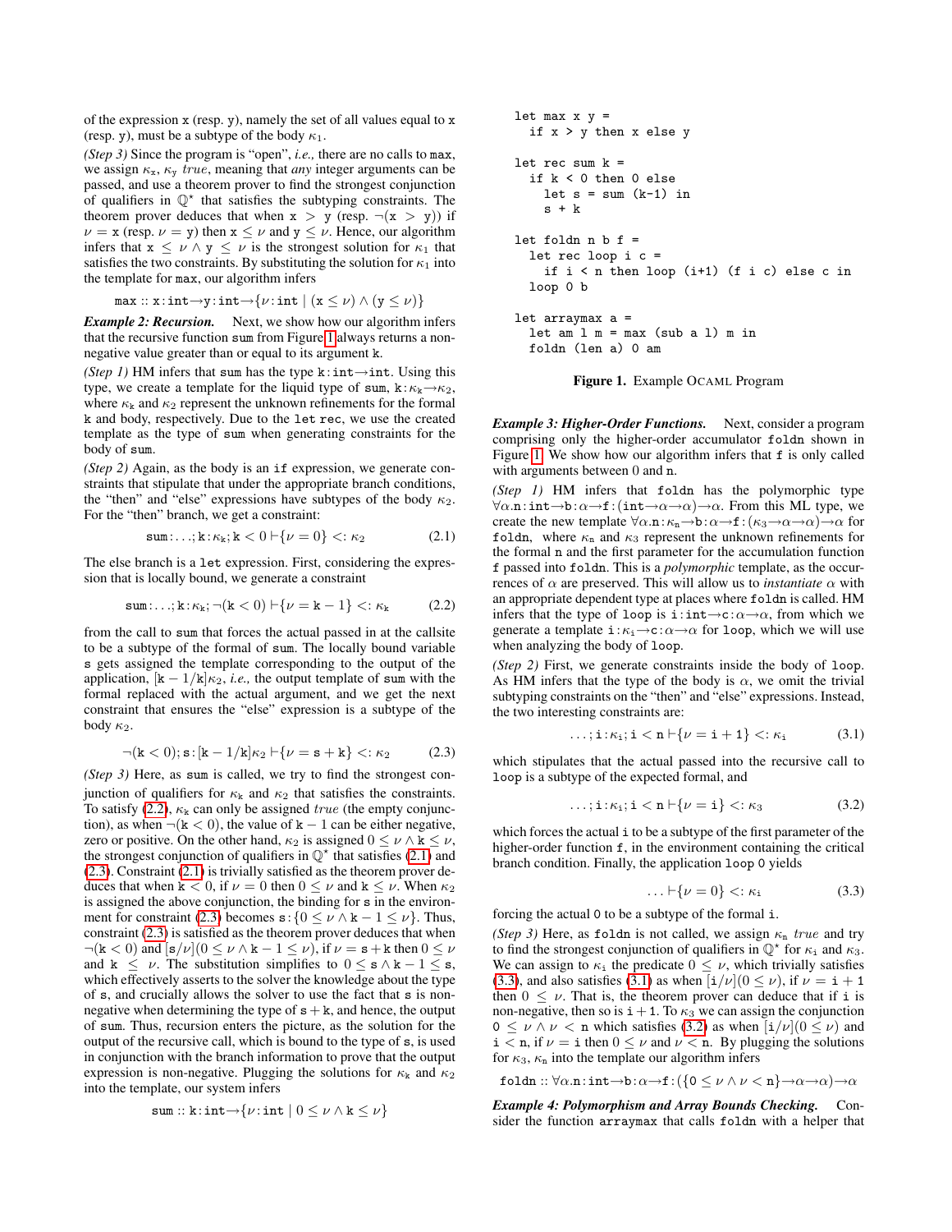of the expression x (resp. y), namely the set of all values equal to x (resp. y), must be a subtype of the body $\kappa_1$.

*(Step 3)* Since the program is "open", *i.e.,* there are no calls to max, we assign $\kappa_x$, $\kappa_y$ *true*, meaning that *any* integer arguments can be passed, and use a theorem prover to find the strongest conjunction of qualifiers in $\mathbb{Q}^\star$ that satisfies the subtyping constraints. The theorem prover deduces that when $x > y$ (resp. $\neg(x > y)$) if $\nu = x$ (resp. $\nu = y$) then $x \leq \nu$ and $y \leq \nu$. Hence, our algorithm infers that $x \leq \nu \wedge y \leq \nu$ is the strongest solution for $\kappa_1$ that satisfies the two constraints. By substituting the solution for $\kappa_1$ into the template for max, our algorithm infers

$$\texttt{max} :: x{:}\texttt{int}{\rightarrow}y{:}\texttt{int}{\rightarrow}\{\nu{:}\texttt{int} \mid (x \leq \nu) \wedge (y \leq \nu)\}$$

***Example 2: Recursion.*** Next, we show how our algorithm infers that the recursive function sum from Figure 1 always returns a non-negative value greater than or equal to its argument k.

*(Step 1)* HM infers that sum has the type $k{:}\texttt{int}{\rightarrow}\texttt{int}$. Using this type, we create a template for the liquid type of sum, $k{:}\kappa_k{\rightarrow}\kappa_2$, where $\kappa_k$ and $\kappa_2$ represent the unknown refinements for the formal k and body, respectively. Due to the let rec, we use the created template as the type of sum when generating constraints for the body of sum.

*(Step 2)* Again, as the body is an if expression, we generate constraints that stipulate that under the appropriate branch conditions, the "then" and "else" expressions have subtypes of the body $\kappa_2$. For the "then" branch, we get a constraint:

$$\texttt{sum}{:}\ldots; k{:}\kappa_k; k < 0 \vdash \{\nu = 0\} <: \kappa_2 \tag{2.1}$$

The else branch is a let expression. First, considering the expression that is locally bound, we generate a constraint

$$\texttt{sum}{:}\ldots; k{:}\kappa_k; \neg(k < 0) \vdash \{\nu = k - 1\} <: \kappa_k \tag{2.2}$$

from the call to sum that forces the actual passed in at the callsite to be a subtype of the formal of sum. The locally bound variable s gets assigned the template corresponding to the output of the application, $[k - 1/k]\kappa_2$, *i.e.,* the output template of sum with the formal replaced with the actual argument, and we get the next constraint that ensures the "else" expression is a subtype of the body $\kappa_2$.

$$\neg(k < 0); s{:}[k - 1/k]\kappa_2 \vdash \{\nu = s + k\} <: \kappa_2 \tag{2.3}$$

*(Step 3)* Here, as sum is called, we try to find the strongest conjunction of qualifiers for $\kappa_k$ and $\kappa_2$ that satisfies the constraints. To satisfy (2.2), $\kappa_k$ can only be assigned *true* (the empty conjunction), as when $\neg(k < 0)$, the value of $k - 1$ can be either negative, zero or positive. On the other hand, $\kappa_2$ is assigned $0 \leq \nu \wedge k \leq \nu$, the strongest conjunction of qualifiers in $\mathbb{Q}^\star$ that satisfies (2.1) and (2.3). Constraint (2.1) is trivially satisfied as the theorem prover deduces that when $k < 0$, if $\nu = 0$ then $0 \leq \nu$ and $k \leq \nu$. When $\kappa_2$ is assigned the above conjunction, the binding for s in the environment for constraint (2.3) becomes $s{:}\{0 \leq \nu \wedge k - 1 \leq \nu\}$. Thus, constraint (2.3) is satisfied as the theorem prover deduces that when $\neg(k < 0)$ and $[s/\nu](0 \leq \nu \wedge k - 1 \leq \nu)$, if $\nu = s + k$ then $0 \leq \nu$ and $k \leq \nu$. The substitution simplifies to $0 \leq s \wedge k - 1 \leq s$, which effectively asserts to the solver the knowledge about the type of s, and crucially allows the solver to use the fact that s is non-negative when determining the type of $s + k$, and hence, the output of sum. Thus, recursion enters the picture, as the solution for the output of the recursive call, which is bound to the type of s, is used in conjunction with the branch information to prove that the output expression is non-negative. Plugging the solutions for $\kappa_k$ and $\kappa_2$ into the template, our system infers

$$\texttt{sum} :: k{:}\texttt{int}{\rightarrow}\{\nu{:}\texttt{int} \mid 0 \leq \nu \wedge k \leq \nu\}$$

```
let max x y =
  if x > y then x else y

let rec sum k =
  if k < 0 then 0 else
    let s = sum (k-1) in
    s + k

let foldn n b f =
  let rec loop i c =
    if i < n then loop (i+1) (f i c) else c in
  loop 0 b

let arraymax a =
  let am l m = max (sub a l) m in
  foldn (len a) 0 am
```

**Figure 1.** Example OCAML Program

***Example 3: Higher-Order Functions.*** Next, consider a program comprising only the higher-order accumulator foldn shown in Figure 1. We show how our algorithm infers that f is only called with arguments between 0 and n.

*(Step 1)* HM infers that foldn has the polymorphic type $\forall\alpha.n{:}\texttt{int}{\rightarrow}b{:}\alpha{\rightarrow}f{:}(\texttt{int}{\rightarrow}\alpha{\rightarrow}\alpha){\rightarrow}\alpha$. From this ML type, we create the new template $\forall\alpha.n{:}\kappa_n{\rightarrow}b{:}\alpha{\rightarrow}f{:}(\kappa_3{\rightarrow}\alpha{\rightarrow}\alpha){\rightarrow}\alpha$ for foldn, where $\kappa_n$ and $\kappa_3$ represent the unknown refinements for the formal n and the first parameter for the accumulation function f passed into foldn. This is a *polymorphic* template, as the occurrences of $\alpha$ are preserved. This will allow us to *instantiate* $\alpha$ with an appropriate dependent type at places where foldn is called. HM infers that the type of loop is $i{:}\texttt{int}{\rightarrow}c{:}\alpha{\rightarrow}\alpha$, from which we generate a template $i{:}\kappa_i{\rightarrow}c{:}\alpha{\rightarrow}\alpha$ for loop, which we will use when analyzing the body of loop.

*(Step 2)* First, we generate constraints inside the body of loop. As HM infers that the type of the body is $\alpha$, we omit the trivial subtyping constraints on the "then" and "else" expressions. Instead, the two interesting constraints are:

$$\ldots; i{:}\kappa_i; i < n \vdash \{\nu = i + 1\} <: \kappa_i \tag{3.1}$$

which stipulates that the actual passed into the recursive call to loop is a subtype of the expected formal, and

$$\ldots; i{:}\kappa_i; i < n \vdash \{\nu = i\} <: \kappa_3 \tag{3.2}$$

which forces the actual i to be a subtype of the first parameter of the higher-order function f, in the environment containing the critical branch condition. Finally, the application loop 0 yields

$$\ldots \vdash \{\nu = 0\} <: \kappa_i \tag{3.3}$$

forcing the actual 0 to be a subtype of the formal i.

*(Step 3)* Here, as foldn is not called, we assign $\kappa_n$ *true* and try to find the strongest conjunction of qualifiers in $\mathbb{Q}^\star$ for $\kappa_i$ and $\kappa_3$. We can assign to $\kappa_i$ the predicate $0 \leq \nu$, which trivially satisfies (3.3), and also satisfies (3.1) as when $[i/\nu](0 \leq \nu)$, if $\nu = i + 1$ then $0 \leq \nu$. That is, the theorem prover can deduce that if i is non-negative, then so is $i + 1$. To $\kappa_3$ we can assign the conjunction $0 \leq \nu \wedge \nu < n$ which satisfies (3.2) as when $[i/\nu](0 \leq \nu)$ and $i < n$, if $\nu = i$ then $0 \leq \nu$ and $\nu < n$. By plugging the solutions for $\kappa_3$, $\kappa_n$ into the template our algorithm infers

$$\texttt{foldn} :: \forall\alpha.n{:}\texttt{int}{\rightarrow}b{:}\alpha{\rightarrow}f{:}(\{0 \leq \nu \wedge \nu < n\}{\rightarrow}\alpha{\rightarrow}\alpha){\rightarrow}\alpha$$

***Example 4: Polymorphism and Array Bounds Checking.*** Consider the function arraymax that calls foldn with a helper that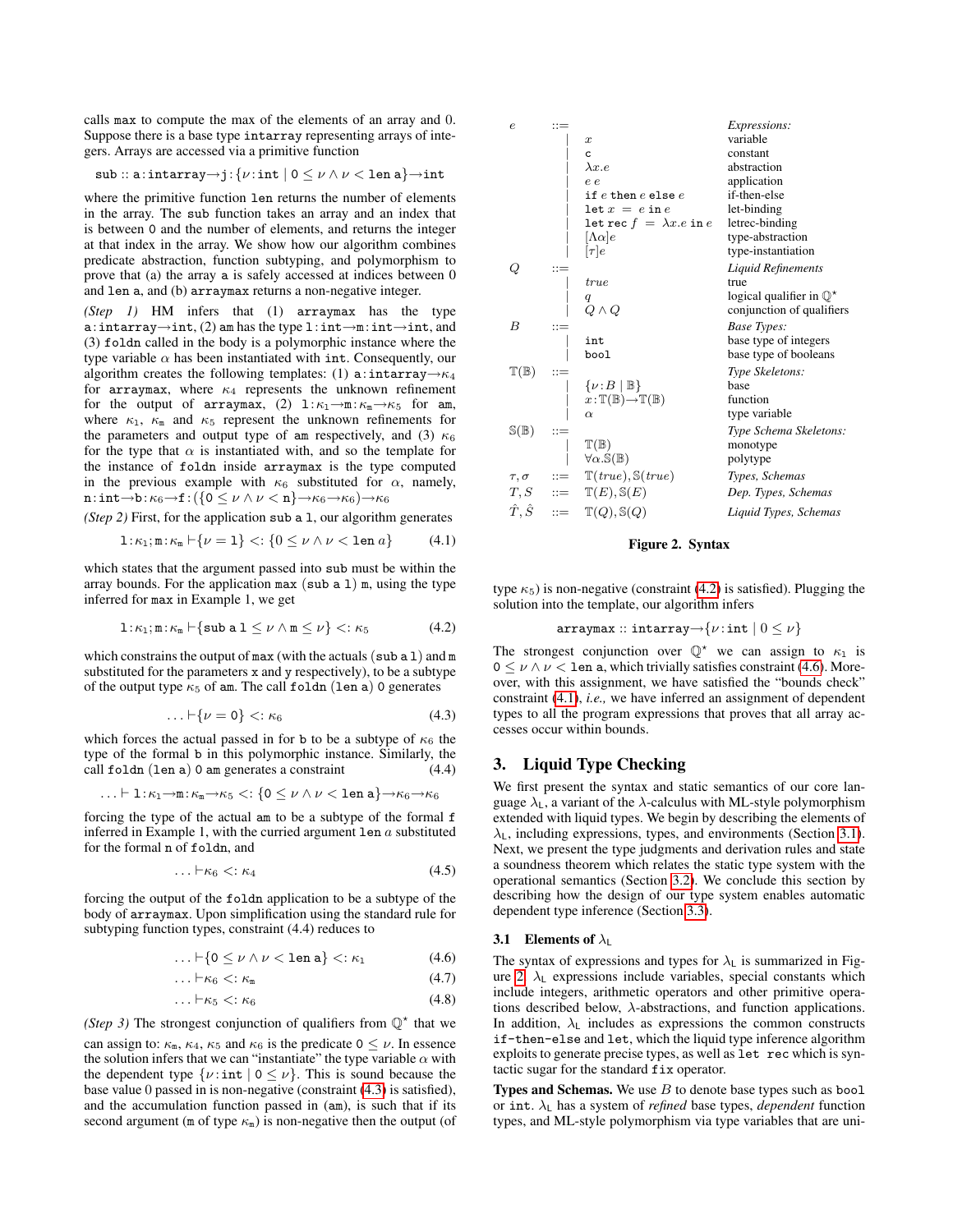calls `max` to compute the max of the elements of an array and 0. Suppose there is a base type `intarray` representing arrays of integers. Arrays are accessed via a primitive function

$$\texttt{sub} :: \texttt{a}{:}\texttt{intarray}{\rightarrow}\texttt{j}{:}\{\nu{:}\texttt{int} \mid \texttt{0} \leq \nu \wedge \nu < \texttt{len a}\}{\rightarrow}\texttt{int}$$

where the primitive function `len` returns the number of elements in the array. The `sub` function takes an array and an index that is between `0` and the number of elements, and returns the integer at that index in the array. We show how our algorithm combines predicate abstraction, function subtyping, and polymorphism to prove that (a) the array `a` is safely accessed at indices between 0 and `len a`, and (b) `arraymax` returns a non-negative integer.

*(Step 1)* HM infers that (1) `arraymax` has the type $\texttt{a}{:}\texttt{intarray}{\rightarrow}\texttt{int}$, (2) `am` has the type $\texttt{l}{:}\texttt{int}{\rightarrow}\texttt{m}{:}\texttt{int}{\rightarrow}\texttt{int}$, and (3) `foldn` called in the body is a polymorphic instance where the type variable $\alpha$ has been instantiated with `int`. Consequently, our algorithm creates the following templates: (1) $\texttt{a}{:}\texttt{intarray}{\rightarrow}\kappa_4$ for `arraymax`, where $\kappa_4$ represents the unknown refinement for the output of `arraymax`, (2) $\texttt{l}{:}\kappa_1{\rightarrow}\texttt{m}{:}\kappa_{\texttt{m}}{\rightarrow}\kappa_5$ for `am`, where $\kappa_1$, $\kappa_{\texttt{m}}$ and $\kappa_5$ represent the unknown refinements for the parameters and output type of `am` respectively, and (3) $\kappa_6$ for the type that $\alpha$ is instantiated with, and so the template for the instance of `foldn` inside `arraymax` is the type computed in the previous example with $\kappa_6$ substituted for $\alpha$, namely, $\texttt{n}{:}\texttt{int}{\rightarrow}\texttt{b}{:}\kappa_6{\rightarrow}\texttt{f}{:}(\{\texttt{0} \leq \nu \wedge \nu < \texttt{n}\}{\rightarrow}\kappa_6{\rightarrow}\kappa_6){\rightarrow}\kappa_6$

*(Step 2)* First, for the application `sub a l`, our algorithm generates

$$\texttt{l}{:}\kappa_1;\texttt{m}{:}\kappa_{\texttt{m}} \vdash \{\nu = \texttt{l}\} <: \{\texttt{0} \leq \nu \wedge \nu < \texttt{len}\ a\} \tag{4.1}$$

which states that the argument passed into `sub` must be within the array bounds. For the application `max (sub a l) m`, using the type inferred for `max` in Example 1, we get

$$\texttt{l}{:}\kappa_1;\texttt{m}{:}\kappa_{\texttt{m}} \vdash \{\texttt{sub a l} \leq \nu \wedge \texttt{m} \leq \nu\} <: \kappa_5 \tag{4.2}$$

which constrains the output of `max` (with the actuals (`sub a l`) and `m` substituted for the parameters `x` and `y` respectively), to be a subtype of the output type $\kappa_5$ of `am`. The call `foldn (len a) 0` generates

$$\ldots \vdash \{\nu = \texttt{0}\} <: \kappa_6 \tag{4.3}$$

which forces the actual passed in for `b` to be a subtype of $\kappa_6$ the type of the formal `b` in this polymorphic instance. Similarly, the call `foldn (len a) 0 am` generates a constraint (4.4)

$$\ldots \vdash \texttt{l}{:}\kappa_1{\rightarrow}\texttt{m}{:}\kappa_{\texttt{m}}{\rightarrow}\kappa_5 <: \{\texttt{0} \leq \nu \wedge \nu < \texttt{len a}\}{\rightarrow}\kappa_6{\rightarrow}\kappa_6$$

forcing the type of the actual `am` to be a subtype of the formal `f` inferred in Example 1, with the curried argument `len` $a$ substituted for the formal `n` of `foldn`, and

$$\ldots \vdash \kappa_6 <: \kappa_4 \tag{4.5}$$

forcing the output of the `foldn` application to be a subtype of the body of `arraymax`. Upon simplification using the standard rule for subtyping function types, constraint (4.4) reduces to

$$\ldots \vdash \{\texttt{0} \leq \nu \wedge \nu < \texttt{len a}\} <: \kappa_1 \tag{4.6}$$

$$\ldots \vdash \kappa_6 <: \kappa_{\texttt{m}} \tag{4.7}$$

$$\ldots \vdash \kappa_5 <: \kappa_6 \tag{4.8}$$

*(Step 3)* The strongest conjunction of qualifiers from $\mathbb{Q}^\star$ that we can assign to: $\kappa_{\texttt{m}}$, $\kappa_4$, $\kappa_5$ and $\kappa_6$ is the predicate $\texttt{0} \leq \nu$. In essence the solution infers that we can "instantiate" the type variable $\alpha$ with the dependent type $\{\nu{:}\texttt{int} \mid \texttt{0} \leq \nu\}$. This is sound because the base value 0 passed in is non-negative (constraint (4.3) is satisfied), and the accumulation function passed in (`am`), is such that if its second argument (`m` of type $\kappa_{\texttt{m}}$) is non-negative then the output (of type $\kappa_5$) is non-negative (constraint (4.2) is satisfied). Plugging the solution into the template, our algorithm infers

$$\texttt{arraymax} :: \texttt{intarray}{\rightarrow}\{\nu{:}\texttt{int} \mid \texttt{0} \leq \nu\}$$

The strongest conjunction over $\mathbb{Q}^\star$ we can assign to $\kappa_1$ is $\texttt{0} \leq \nu \wedge \nu < \texttt{len a}$, which trivially satisfies constraint (4.6). Moreover, with this assignment, we have satisfied the "bounds check" constraint (4.1), *i.e.,* we have inferred an assignment of dependent types to all the program expressions that proves that all array accesses occur within bounds.

| | | | |
|---|---|---|---|
| $e$ | $::=$ | | *Expressions:* |
| | $\mid$ | $x$ | variable |
| | $\mid$ | `c` | constant |
| | $\mid$ | $\lambda x.e$ | abstraction |
| | $\mid$ | $e\ e$ | application |
| | $\mid$ | `if` $e$ `then` $e$ `else` $e$ | if-then-else |
| | $\mid$ | `let` $x = e$ `in` $e$ | let-binding |
| | $\mid$ | `let rec` $f = \lambda x.e$ `in` $e$ | letrec-binding |
| | $\mid$ | $[\Lambda\alpha]e$ | type-abstraction |
| | $\mid$ | $[\tau]e$ | type-instantiation |
| $Q$ | $::=$ | | *Liquid Refinements* |
| | $\mid$ | *true* | true |
| | $\mid$ | $q$ | logical qualifier in $\mathbb{Q}^\star$ |
| | $\mid$ | $Q \wedge Q$ | conjunction of qualifiers |
| $B$ | $::=$ | | *Base Types:* |
| | $\mid$ | `int` | base type of integers |
| | $\mid$ | `bool` | base type of booleans |
| $\mathbb{T}(\mathbb{B})$ | $::=$ | | *Type Skeletons:* |
| | $\mid$ | $\{\nu{:}B \mid \mathbb{B}\}$ | base |
| | $\mid$ | $x{:}\mathbb{T}(\mathbb{B}){\rightarrow}\mathbb{T}(\mathbb{B})$ | function |
| | $\mid$ | $\alpha$ | type variable |
| $\mathbb{S}(\mathbb{B})$ | $::=$ | | *Type Schema Skeletons:* |
| | $\mid$ | $\mathbb{T}(\mathbb{B})$ | monotype |
| | $\mid$ | $\forall\alpha.\mathbb{S}(\mathbb{B})$ | polytype |
| $\tau, \sigma$ | $::=$ | $\mathbb{T}(true), \mathbb{S}(true)$ | *Types, Schemas* |
| $T, S$ | $::=$ | $\mathbb{T}(E), \mathbb{S}(E)$ | *Dep. Types, Schemas* |
| $\hat{T}, \hat{S}$ | $::=$ | $\mathbb{T}(Q), \mathbb{S}(Q)$ | *Liquid Types, Schemas* |

**Figure 2. Syntax**

## 3. Liquid Type Checking

We first present the syntax and static semantics of our core language $\lambda_{\mathsf{L}}$, a variant of the $\lambda$-calculus with ML-style polymorphism extended with liquid types. We begin by describing the elements of $\lambda_{\mathsf{L}}$, including expressions, types, and environments (Section 3.1). Next, we present the type judgments and derivation rules and state a soundness theorem which relates the static type system with the operational semantics (Section 3.2). We conclude this section by describing how the design of our type system enables automatic dependent type inference (Section 3.3).

### 3.1 Elements of $\lambda_{\mathsf{L}}$

The syntax of expressions and types for $\lambda_{\mathsf{L}}$ is summarized in Figure 2. $\lambda_{\mathsf{L}}$ expressions include variables, special constants which include integers, arithmetic operators and other primitive operations described below, $\lambda$-abstractions, and function applications. In addition, $\lambda_{\mathsf{L}}$ includes as expressions the common constructs `if-then-else` and `let`, which the liquid type inference algorithm exploits to generate precise types, as well as `let rec` which is syntactic sugar for the standard `fix` operator.

**Types and Schemas.** We use $B$ to denote base types such as `bool` or `int`. $\lambda_{\mathsf{L}}$ has a system of *refined* base types, *dependent* function types, and ML-style polymorphism via type variables that are uni-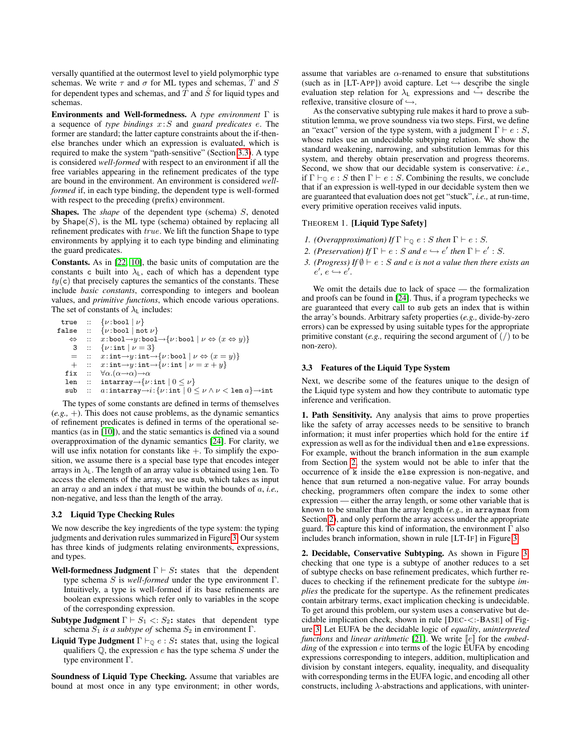versally quantified at the outermost level to yield polymorphic type schemas. We write $\tau$ and $\sigma$ for ML types and schemas, $T$ and $S$ for dependent types and schemas, and $\hat{T}$ and $\hat{S}$ for liquid types and schemas.

**Environments and Well-formedness.** A *type environment* $\Gamma$ is a sequence of *type bindings* $x\!:\!S$ and *guard predicates* $e$. The former are standard; the latter capture constraints about the if-then-else branches under which an expression is evaluated, which is required to make the system "path-sensitive" (Section 3.3). A type is considered *well-formed* with respect to an environment if all the free variables appearing in the refinement predicates of the type are bound in the environment. An environment is considered *well-formed* if, in each type binding, the dependent type is well-formed with respect to the preceding (prefix) environment.

**Shapes.** The *shape* of the dependent type (schema) $S$, denoted by $\mathsf{Shape}(S)$, is the ML type (schema) obtained by replacing all refinement predicates with $true$. We lift the function $\mathsf{Shape}$ to type environments by applying it to each type binding and eliminating the guard predicates.

**Constants.** As in [22, 10], the basic units of computation are the constants $\mathtt{c}$ built into $\lambda_{\mathsf{L}}$, each of which has a dependent type $ty(\mathtt{c})$ that precisely captures the semantics of the constants. These include *basic constants*, corresponding to integers and boolean values, and *primitive functions*, which encode various operations. The set of constants of $\lambda_{\mathsf{L}}$ includes:

$$
\begin{array}{rcl}
\mathtt{true} & :: & \{\nu\!:\!\mathtt{bool} \mid \nu\} \\
\mathtt{false} & :: & \{\nu\!:\!\mathtt{bool} \mid \mathtt{not}\ \nu\} \\
\Leftrightarrow & :: & x\!:\!\mathtt{bool}\!\rightarrow\! y\!:\!\mathtt{bool}\!\rightarrow\!\{\nu\!:\!\mathtt{bool} \mid \nu \Leftrightarrow (x \Leftrightarrow y)\} \\
3 & :: & \{\nu\!:\!\mathtt{int} \mid \nu = 3\} \\
= & :: & x\!:\!\mathtt{int}\!\rightarrow\! y\!:\!\mathtt{int}\!\rightarrow\!\{\nu\!:\!\mathtt{bool} \mid \nu \Leftrightarrow (x = y)\} \\
+ & :: & x\!:\!\mathtt{int}\!\rightarrow\! y\!:\!\mathtt{int}\!\rightarrow\!\{\nu\!:\!\mathtt{int} \mid \nu = x + y\} \\
\mathtt{fix} & :: & \forall\alpha.(\alpha\!\rightarrow\!\alpha)\!\rightarrow\!\alpha \\
\mathtt{len} & :: & \mathtt{intarray}\!\rightarrow\!\{\nu\!:\!\mathtt{int} \mid 0 \leq \nu\} \\
\mathtt{sub} & :: & a\!:\!\mathtt{intarray}\!\rightarrow\! i\!:\!\{\nu\!:\!\mathtt{int} \mid 0 \leq \nu \wedge \nu < \mathtt{len}\ a\}\!\rightarrow\!\mathtt{int}
\end{array}
$$

The types of some constants are defined in terms of themselves (*e.g.,* $+$). This does not cause problems, as the dynamic semantics of refinement predicates is defined in terms of the operational semantics (as in [10]), and the static semantics is defined via a sound overapproximation of the dynamic semantics [24]. For clarity, we will use infix notation for constants like $+$. To simplify the exposition, we assume there is a special base type that encodes integer arrays in $\lambda_{\mathsf{L}}$. The length of an array value is obtained using `len`. To access the elements of the array, we use `sub`, which takes as input an array $a$ and an index $i$ that must be within the bounds of $a$, *i.e.,* non-negative, and less than the length of the array.

### 3.2 Liquid Type Checking Rules

We now describe the key ingredients of the type system: the typing judgments and derivation rules summarized in Figure 3. Our system has three kinds of judgments relating environments, expressions, and types.

**Well-formedness Judgment** $\Gamma \vdash S$**:** states that the dependent type schema $S$ is *well-formed* under the type environment $\Gamma$. Intuitively, a type is well-formed if its base refinements are boolean expressions which refer only to variables in the scope of the corresponding expression.

**Subtype Judgment** $\Gamma \vdash S_1 <: S_2$**:** states that dependent type schema $S_1$ *is a subtype of* schema $S_2$ in environment $\Gamma$.

**Liquid Type Judgment** $\Gamma \vdash_{\mathbb{Q}} e : S$**:** states that, using the logical qualifiers $\mathbb{Q}$, the expression $e$ has the type schema $S$ under the type environment $\Gamma$.

**Soundness of Liquid Type Checking.** Assume that variables are bound at most once in any type environment; in other words, assume that variables are $\alpha$-renamed to ensure that substitutions (such as in [LT-APP]) avoid capture. Let $\hookrightarrow$ describe the single evaluation step relation for $\lambda_{\mathsf{L}}$ expressions and $\overset{*}{\hookrightarrow}$ describe the reflexive, transitive closure of $\hookrightarrow$.

As the conservative subtyping rule makes it hard to prove a substitution lemma, we prove soundness via two steps. First, we define an "exact" version of the type system, with a judgment $\Gamma \vdash e : S$, whose rules use an undecidable subtyping relation. We show the standard weakening, narrowing, and substitution lemmas for this system, and thereby obtain preservation and progress theorems. Second, we show that our decidable system is conservative: *i.e.,* if $\Gamma \vdash_{\mathbb{Q}} e : S$ then $\Gamma \vdash e : S$. Combining the results, we conclude that if an expression is well-typed in our decidable system then we are guaranteed that evaluation does not get "stuck", *i.e.,* at run-time, every primitive operation receives valid inputs.

THEOREM 1. **[Liquid Type Safety]**

1. *(Overapproximation) If* $\Gamma \vdash_{\mathbb{Q}} e : S$ *then* $\Gamma \vdash e : S$.
2. *(Preservation) If* $\Gamma \vdash e : S$ *and* $e \hookrightarrow e'$ *then* $\Gamma \vdash e' : S$.
3. *(Progress) If* $\emptyset \vdash e : S$ *and* $e$ *is not a value then there exists an* $e'$, $e \hookrightarrow e'$.

We omit the details due to lack of space — the formalization and proofs can be found in [24]. Thus, if a program typechecks we are guaranteed that every call to `sub` gets an index that is within the array's bounds. Arbitrary safety properties (*e.g.,* divide-by-zero errors) can be expressed by using suitable types for the appropriate primitive constant (*e.g.,* requiring the second argument of $(/)$ to be non-zero).

### 3.3 Features of the Liquid Type System

Next, we describe some of the features unique to the design of the Liquid type system and how they contribute to automatic type inference and verification.

**1. Path Sensitivity.** Any analysis that aims to prove properties like the safety of array accesses needs to be sensitive to branch information; it must infer properties which hold for the entire `if` expression as well as for the individual `then` and `else` expressions. For example, without the branch information in the `sum` example from Section 2, the system would not be able to infer that the occurrence of `k` inside the `else` expression is non-negative, and hence that `sum` returned a non-negative value. For array bounds checking, programmers often compare the index to some other expression — either the array length, or some other variable that is known to be smaller than the array length (*e.g.,* in `arraymax` from Section 2), and only perform the array access under the appropriate guard. To capture this kind of information, the environment $\Gamma$ also includes branch information, shown in rule [LT-IF] in Figure 3.

**2. Decidable, Conservative Subtyping.** As shown in Figure 3, checking that one type is a subtype of another reduces to a set of subtype checks on base refinement predicates, which further reduces to checking if the refinement predicate for the subtype *implies* the predicate for the supertype. As the refinement predicates contain arbitrary terms, exact implication checking is undecidable. To get around this problem, our system uses a conservative but decidable implication check, shown in rule [DEC-<:-BASE] of Figure 3. Let EUFA be the decidable logic of *equality*, *uninterpreted functions* and *linear arithmetic* [21]. We write $[\![e]\!]$ for the *embedding* of the expression $e$ into terms of the logic EUFA by encoding expressions corresponding to integers, addition, multiplication and division by constant integers, equality, inequality, and disequality with corresponding terms in the EUFA logic, and encoding all other constructs, including $\lambda$-abstractions and applications, with uninter-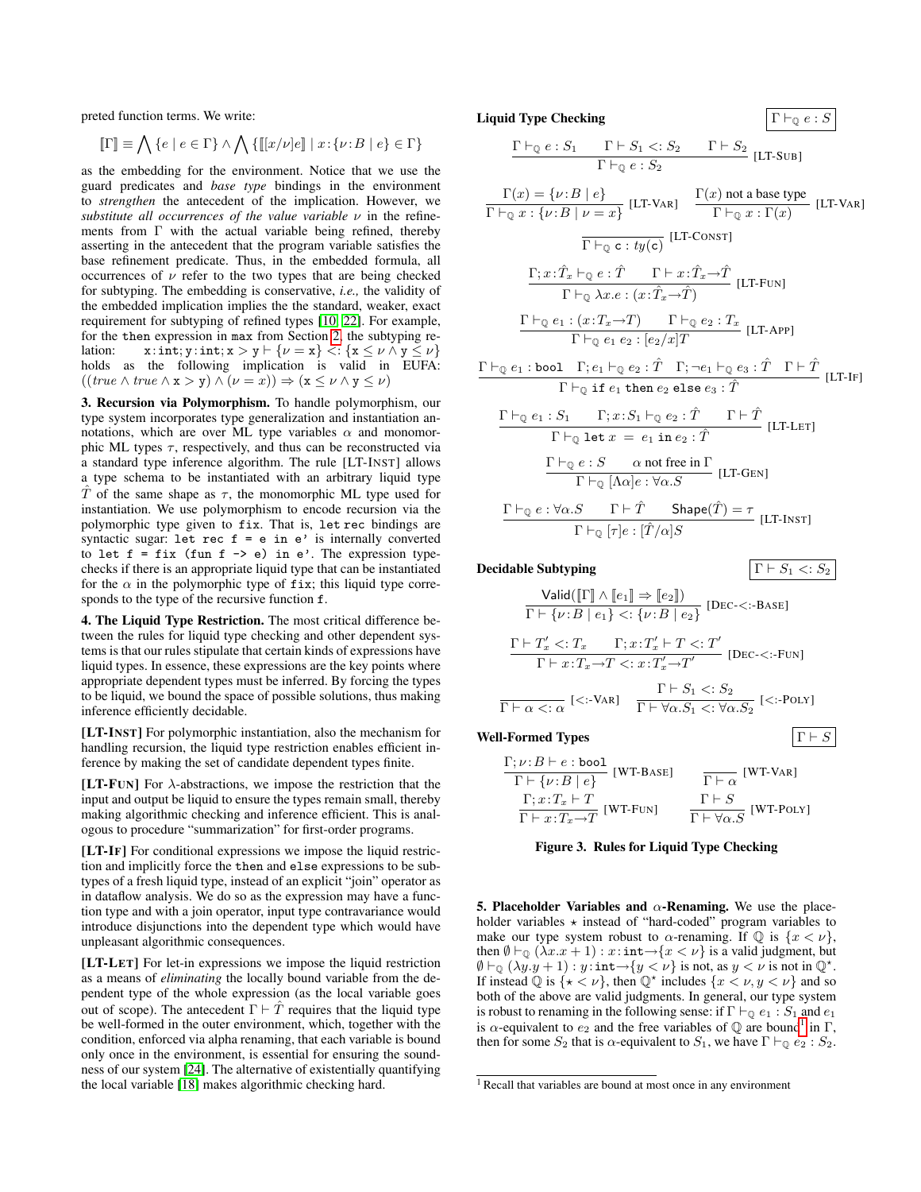preted function terms. We write:

$$[\![\Gamma]\!] \equiv \bigwedge \{e \mid e \in \Gamma\} \wedge \bigwedge \{[\![[x/\nu]e]\!] \mid x\!:\!\{\nu\!:\!B \mid e\} \in \Gamma\}$$

as the embedding for the environment. Notice that we use the guard predicates and *base type* bindings in the environment to *strengthen* the antecedent of the implication. However, we *substitute all occurrences of the value variable* $\nu$ in the refinements from $\Gamma$ with the actual variable being refined, thereby asserting in the antecedent that the program variable satisfies the base refinement predicate. Thus, in the embedded formula, all occurrences of $\nu$ refer to the two types that are being checked for subtyping. The embedding is conservative, *i.e.,* the validity of the embedded implication implies the the standard, weaker, exact requirement for subtyping of refined types [10, 22]. For example, for the `then` expression in `max` from Section 2, the subtyping relation: $\mathtt{x}\!:\!\mathtt{int};\mathtt{y}\!:\!\mathtt{int};\mathtt{x} > \mathtt{y} \vdash \{\nu = \mathtt{x}\} <: \{\mathtt{x} \leq \nu \wedge \mathtt{y} \leq \nu\}$ holds as the following implication is valid in EUFA: $((\mathit{true} \wedge \mathit{true} \wedge \mathtt{x} > \mathtt{y}) \wedge (\nu = x)) \Rightarrow (\mathtt{x} \leq \nu \wedge \mathtt{y} \leq \nu)$

**3. Recursion via Polymorphism.** To handle polymorphism, our type system incorporates type generalization and instantiation annotations, which are over ML type variables $\alpha$ and monomorphic ML types $\tau$, respectively, and thus can be reconstructed via a standard type inference algorithm. The rule [LT-INST] allows a type schema to be instantiated with an arbitrary liquid type $\hat{T}$ of the same shape as $\tau$, the monomorphic ML type used for instantiation. We use polymorphism to encode recursion via the polymorphic type given to `fix`. That is, `let rec` bindings are syntactic sugar: `let rec f = e in e'` is internally converted to `let f = fix (fun f -> e) in e'`. The expression type-checks if there is an appropriate liquid type that can be instantiated for the $\alpha$ in the polymorphic type of `fix`; this liquid type corresponds to the type of the recursive function `f`.

**4. The Liquid Type Restriction.** The most critical difference between the rules for liquid type checking and other dependent systems is that our rules stipulate that certain kinds of expressions have liquid types. In essence, these expressions are the key points where appropriate dependent types must be inferred. By forcing the types to be liquid, we bound the space of possible solutions, thus making inference efficiently decidable.

**[LT-INST]** For polymorphic instantiation, also the mechanism for handling recursion, the liquid type restriction enables efficient inference by making the set of candidate dependent types finite.

**[LT-FUN]** For $\lambda$-abstractions, we impose the restriction that the input and output be liquid to ensure the types remain small, thereby making algorithmic checking and inference efficient. This is analogous to procedure "summarization" for first-order programs.

**[LT-IF]** For conditional expressions we impose the liquid restriction and implicitly force the `then` and `else` expressions to be subtypes of a fresh liquid type, instead of an explicit "join" operator as in dataflow analysis. We do so as the expression may have a function type and with a join operator, input type contravariance would introduce disjunctions into the dependent type which would have unpleasant algorithmic consequences.

**[LT-LET]** For let-in expressions we impose the liquid restriction as a means of *eliminating* the locally bound variable from the dependent type of the whole expression (as the local variable goes out of scope). The antecedent $\Gamma \vdash \hat{T}$ requires that the liquid type be well-formed in the outer environment, which, together with the condition, enforced via alpha renaming, that each variable is bound only once in the environment, is essential for ensuring the soundness of our system [24]. The alternative of existentially quantifying the local variable [18] makes algorithmic checking hard.

**Liquid Type Checking** $\qquad \boxed{\Gamma \vdash_{\mathbb{Q}} e : S}$

$$\frac{\Gamma \vdash_{\mathbb{Q}} e : S_1 \qquad \Gamma \vdash S_1 <: S_2 \qquad \Gamma \vdash S_2}{\Gamma \vdash_{\mathbb{Q}} e : S_2}\ \text{[LT-SUB]}$$

$$\frac{\Gamma(x) = \{\nu\!:\!B \mid e\}}{\Gamma \vdash_{\mathbb{Q}} x : \{\nu\!:\!B \mid \nu = x\}}\ \text{[LT-VAR]} \qquad \frac{\Gamma(x) \text{ not a base type}}{\Gamma \vdash_{\mathbb{Q}} x : \Gamma(x)}\ \text{[LT-VAR]}$$

$$\frac{}{\Gamma \vdash_{\mathbb{Q}} \mathtt{c} : ty(\mathtt{c})}\ \text{[LT-CONST]}$$

$$\frac{\Gamma; x\!:\!\hat{T}_x \vdash_{\mathbb{Q}} e : \hat{T} \qquad \Gamma \vdash x\!:\!\hat{T}_x \to \hat{T}}{\Gamma \vdash_{\mathbb{Q}} \lambda x.e : (x\!:\!\hat{T}_x \to \hat{T})}\ \text{[LT-FUN]}$$

$$\frac{\Gamma \vdash_{\mathbb{Q}} e_1 : (x\!:\!T_x \to T) \qquad \Gamma \vdash_{\mathbb{Q}} e_2 : T_x}{\Gamma \vdash_{\mathbb{Q}} e_1\ e_2 : [e_2/x]T}\ \text{[LT-APP]}$$

$$\frac{\Gamma \vdash_{\mathbb{Q}} e_1 : \mathtt{bool} \quad \Gamma; e_1 \vdash_{\mathbb{Q}} e_2 : \hat{T} \quad \Gamma; \neg e_1 \vdash_{\mathbb{Q}} e_3 : \hat{T} \quad \Gamma \vdash \hat{T}}{\Gamma \vdash_{\mathbb{Q}} \mathtt{if}\ e_1\ \mathtt{then}\ e_2\ \mathtt{else}\ e_3 : \hat{T}}\ \text{[LT-IF]}$$

$$\frac{\Gamma \vdash_{\mathbb{Q}} e_1 : S_1 \qquad \Gamma; x\!:\!S_1 \vdash_{\mathbb{Q}} e_2 : \hat{T} \qquad \Gamma \vdash \hat{T}}{\Gamma \vdash_{\mathbb{Q}} \mathtt{let}\ x\ =\ e_1\ \mathtt{in}\ e_2 : \hat{T}}\ \text{[LT-LET]}$$

$$\frac{\Gamma \vdash_{\mathbb{Q}} e : S \qquad \alpha \text{ not free in } \Gamma}{\Gamma \vdash_{\mathbb{Q}} [\Lambda\alpha]e : \forall\alpha.S}\ \text{[LT-GEN]}$$

$$\frac{\Gamma \vdash_{\mathbb{Q}} e : \forall\alpha.S \qquad \Gamma \vdash \hat{T} \qquad \mathsf{Shape}(\hat{T}) = \tau}{\Gamma \vdash_{\mathbb{Q}} [\tau]e : [\hat{T}/\alpha]S}\ \text{[LT-INST]}$$

**Decidable Subtyping** $\qquad \boxed{\Gamma \vdash S_1 <: S_2}$

$$\frac{\mathsf{Valid}([\![\Gamma]\!] \wedge [\![e_1]\!] \Rightarrow [\![e_2]\!])}{\Gamma \vdash \{\nu\!:\!B \mid e_1\} <: \{\nu\!:\!B \mid e_2\}}\ \text{[DEC-<:-BASE]}$$

$$\frac{\Gamma \vdash T'_x <: T_x \qquad \Gamma; x\!:\!T'_x \vdash T <: T'}{\Gamma \vdash x\!:\!T_x \to T <: x\!:\!T'_x \to T'}\ \text{[DEC-<:-FUN]}$$

$$\frac{}{\Gamma \vdash \alpha <: \alpha}\ \text{[<:-VAR]} \qquad \frac{\Gamma \vdash S_1 <: S_2}{\Gamma \vdash \forall\alpha.S_1 <: \forall\alpha.S_2}\ \text{[<:-POLY]}$$

**Well-Formed Types** $\qquad \boxed{\Gamma \vdash S}$

$$\frac{\Gamma; \nu\!:\!B \vdash e : \mathtt{bool}}{\Gamma \vdash \{\nu\!:\!B \mid e\}}\ \text{[WT-BASE]} \qquad \frac{}{\Gamma \vdash \alpha}\ \text{[WT-VAR]}$$

$$\frac{\Gamma; x\!:\!T_x \vdash T}{\Gamma \vdash x\!:\!T_x \to T}\ \text{[WT-FUN]} \qquad \frac{\Gamma \vdash S}{\Gamma \vdash \forall\alpha.S}\ \text{[WT-POLY]}$$

**Figure 3. Rules for Liquid Type Checking**

**5. Placeholder Variables and $\alpha$-Renaming.** We use the placeholder variables $\star$ instead of "hard-coded" program variables to make our type system robust to $\alpha$-renaming. If $\mathbb{Q}$ is $\{x < \nu\}$, then $\emptyset \vdash_{\mathbb{Q}} (\lambda x.x + 1) : x\!:\!\mathtt{int} \to \{x < \nu\}$ is a valid judgment, but $\emptyset \vdash_{\mathbb{Q}} (\lambda y.y + 1) : y\!:\!\mathtt{int} \to \{y < \nu\}$ is not, as $y < \nu$ is not in $\mathbb{Q}^\star$. If instead $\mathbb{Q}$ is $\{\star < \nu\}$, then $\mathbb{Q}^\star$ includes $\{x < \nu, y < \nu\}$ and so both of the above are valid judgments. In general, our type system is robust to renaming in the following sense: if $\Gamma \vdash_{\mathbb{Q}} e_1 : S_1$ and $e_1$ is $\alpha$-equivalent to $e_2$ and the free variables of $\mathbb{Q}$ are bound[1] in $\Gamma$, then for some $S_2$ that is $\alpha$-equivalent to $S_1$, we have $\Gamma \vdash_{\mathbb{Q}} e_2 : S_2$.

[1] Recall that variables are bound at most once in any environment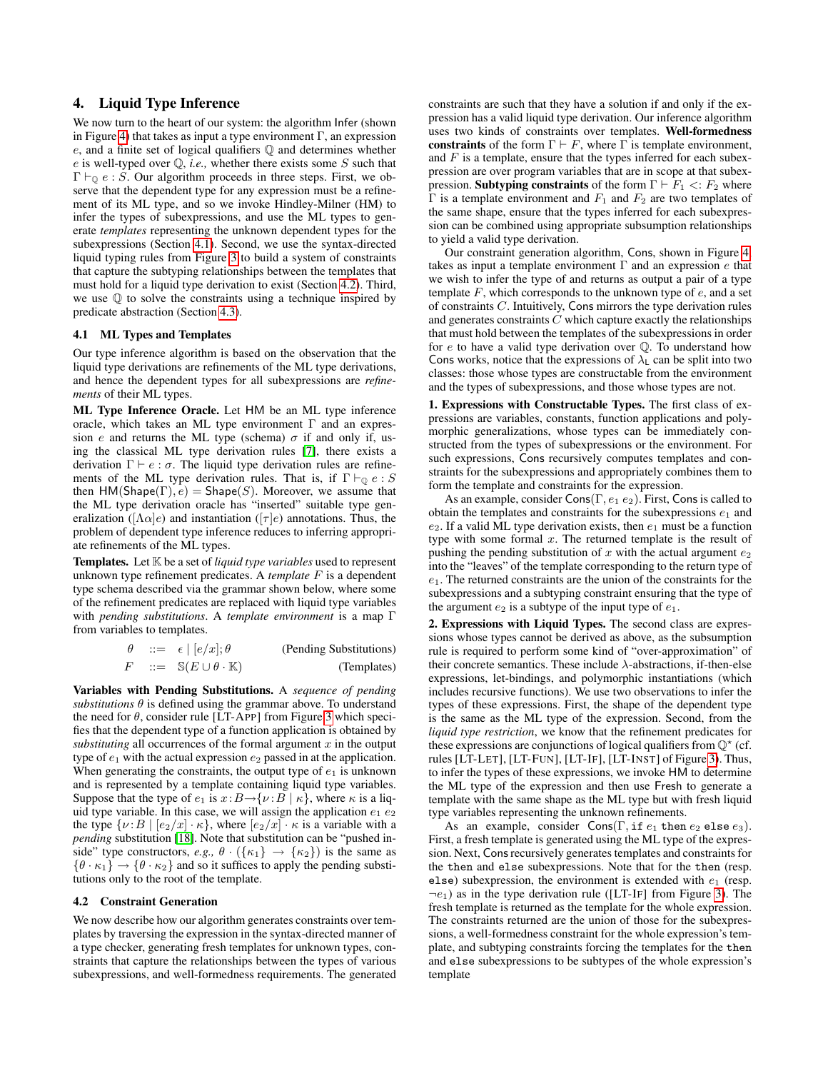## 4. Liquid Type Inference

We now turn to the heart of our system: the algorithm Infer (shown in Figure 4) that takes as input a type environment $\Gamma$, an expression $e$, and a finite set of logical qualifiers $\mathbb{Q}$ and determines whether $e$ is well-typed over $\mathbb{Q}$, *i.e.,* whether there exists some $S$ such that $\Gamma \vdash_{\mathbb{Q}} e : S$. Our algorithm proceeds in three steps. First, we observe that the dependent type for any expression must be a refinement of its ML type, and so we invoke Hindley-Milner (HM) to infer the types of subexpressions, and use the ML types to generate *templates* representing the unknown dependent types for the subexpressions (Section 4.1). Second, we use the syntax-directed liquid typing rules from Figure 3 to build a system of constraints that capture the subtyping relationships between the templates that must hold for a liquid type derivation to exist (Section 4.2). Third, we use $\mathbb{Q}$ to solve the constraints using a technique inspired by predicate abstraction (Section 4.3).

### 4.1 ML Types and Templates

Our type inference algorithm is based on the observation that the liquid type derivations are refinements of the ML type derivations, and hence the dependent types for all subexpressions are *refinements* of their ML types.

**ML Type Inference Oracle.** Let HM be an ML type inference oracle, which takes an ML type environment $\Gamma$ and an expression $e$ and returns the ML type (schema) $\sigma$ if and only if, using the classical ML type derivation rules [7], there exists a derivation $\Gamma \vdash e : \sigma$. The liquid type derivation rules are refinements of the ML type derivation rules. That is, if $\Gamma \vdash_{\mathbb{Q}} e : S$ then $\mathsf{HM}(\mathsf{Shape}(\Gamma), e) = \mathsf{Shape}(S)$. Moreover, we assume that the ML type derivation oracle has "inserted" suitable type generalization ($[\Lambda\alpha]e$) and instantiation ($[\tau]e$) annotations. Thus, the problem of dependent type inference reduces to inferring appropriate refinements of the ML types.

**Templates.** Let $\mathbb{K}$ be a set of *liquid type variables* used to represent unknown type refinement predicates. A *template* $F$ is a dependent type schema described via the grammar shown below, where some of the refinement predicates are replaced with liquid type variables with *pending substitutions*. A *template environment* is a map $\Gamma$ from variables to templates.

$$\theta \quad ::= \quad \epsilon \mid [e/x];\theta \qquad \text{(Pending Substitutions)}$$

$$F \quad ::= \quad \mathbb{S}(E \cup \theta \cdot \mathbb{K}) \qquad \text{(Templates)}$$

**Variables with Pending Substitutions.** A *sequence of pending substitutions* $\theta$ is defined using the grammar above. To understand the need for $\theta$, consider rule [LT-APP] from Figure 3 which specifies that the dependent type of a function application is obtained by *substituting* all occurrences of the formal argument $x$ in the output type of $e_1$ with the actual expression $e_2$ passed in at the application. When generating the constraints, the output type of $e_1$ is unknown and is represented by a template containing liquid type variables. Suppose that the type of $e_1$ is $x{:}B{\rightarrow}\{\nu{:}B \mid \kappa\}$, where $\kappa$ is a liquid type variable. In this case, we will assign the application $e_1\ e_2$ the type $\{\nu{:}B \mid [e_2/x]\cdot\kappa\}$, where $[e_2/x]\cdot\kappa$ is a variable with a *pending* substitution [18]. Note that substitution can be "pushed inside" type constructors, *e.g.,* $\theta\cdot(\{\kappa_1\} \rightarrow \{\kappa_2\})$ is the same as $\{\theta\cdot\kappa_1\} \rightarrow \{\theta\cdot\kappa_2\}$ and so it suffices to apply the pending substitutions only to the root of the template.

### 4.2 Constraint Generation

We now describe how our algorithm generates constraints over templates by traversing the expression in the syntax-directed manner of a type checker, generating fresh templates for unknown types, constraints that capture the relationships between the types of various subexpressions, and well-formedness requirements. The generated constraints are such that they have a solution if and only if the expression has a valid liquid type derivation. Our inference algorithm uses two kinds of constraints over templates. **Well-formedness constraints** of the form $\Gamma \vdash F$, where $\Gamma$ is template environment, and $F$ is a template, ensure that the types inferred for each subexpression are over program variables that are in scope at that subexpression. **Subtyping constraints** of the form $\Gamma \vdash F_1 <: F_2$ where $\Gamma$ is a template environment and $F_1$ and $F_2$ are two templates of the same shape, ensure that the types inferred for each subexpression can be combined using appropriate subsumption relationships to yield a valid type derivation.

Our constraint generation algorithm, Cons, shown in Figure 4, takes as input a template environment $\Gamma$ and an expression $e$ that we wish to infer the type of and returns as output a pair of a type template $F$, which corresponds to the unknown type of $e$, and a set of constraints $C$. Intuitively, Cons mirrors the type derivation rules and generates constraints $C$ which capture exactly the relationships that must hold between the templates of the subexpressions in order for $e$ to have a valid type derivation over $\mathbb{Q}$. To understand how Cons works, notice that the expressions of $\lambda_{\mathsf{L}}$ can be split into two classes: those whose types are constructable from the environment and the types of subexpressions, and those whose types are not.

**1. Expressions with Constructable Types.** The first class of expressions are variables, constants, function applications and polymorphic generalizations, whose types can be immediately constructed from the types of subexpressions or the environment. For such expressions, Cons recursively computes templates and constraints for the subexpressions and appropriately combines them to form the template and constraints for the expression.

As an example, consider $\mathsf{Cons}(\Gamma, e_1\ e_2)$. First, Cons is called to obtain the templates and constraints for the subexpressions $e_1$ and $e_2$. If a valid ML type derivation exists, then $e_1$ must be a function type with some formal $x$. The returned template is the result of pushing the pending substitution of $x$ with the actual argument $e_2$ into the "leaves" of the template corresponding to the return type of $e_1$. The returned constraints are the union of the constraints for the subexpressions and a subtyping constraint ensuring that the type of the argument $e_2$ is a subtype of the input type of $e_1$.

**2. Expressions with Liquid Types.** The second class are expressions whose types cannot be derived as above, as the subsumption rule is required to perform some kind of "over-approximation" of their concrete semantics. These include $\lambda$-abstractions, if-then-else expressions, let-bindings, and polymorphic instantiations (which includes recursive functions). We use two observations to infer the types of these expressions. First, the shape of the dependent type is the same as the ML type of the expression. Second, from the *liquid type restriction*, we know that the refinement predicates for these expressions are conjunctions of logical qualifiers from $\mathbb{Q}^\star$ (cf. rules [LT-LET], [LT-FUN], [LT-IF], [LT-INST] of Figure 3). Thus, to infer the types of these expressions, we invoke HM to determine the ML type of the expression and then use Fresh to generate a template with the same shape as the ML type but with fresh liquid type variables representing the unknown refinements.

As an example, consider $\mathsf{Cons}(\Gamma, \texttt{if}\ e_1\ \texttt{then}\ e_2\ \texttt{else}\ e_3)$. First, a fresh template is generated using the ML type of the expression. Next, Cons recursively generates templates and constraints for the `then` and `else` subexpressions. Note that for the `then` (resp. `else`) subexpression, the environment is extended with $e_1$ (resp. $\neg e_1$) as in the type derivation rule ([LT-IF] from Figure 3). The fresh template is returned as the template for the whole expression. The constraints returned are the union of those for the subexpressions, a well-formedness constraint for the whole expression's template, and subtyping constraints forcing the templates for the `then` and `else` subexpressions to be subtypes of the whole expression's template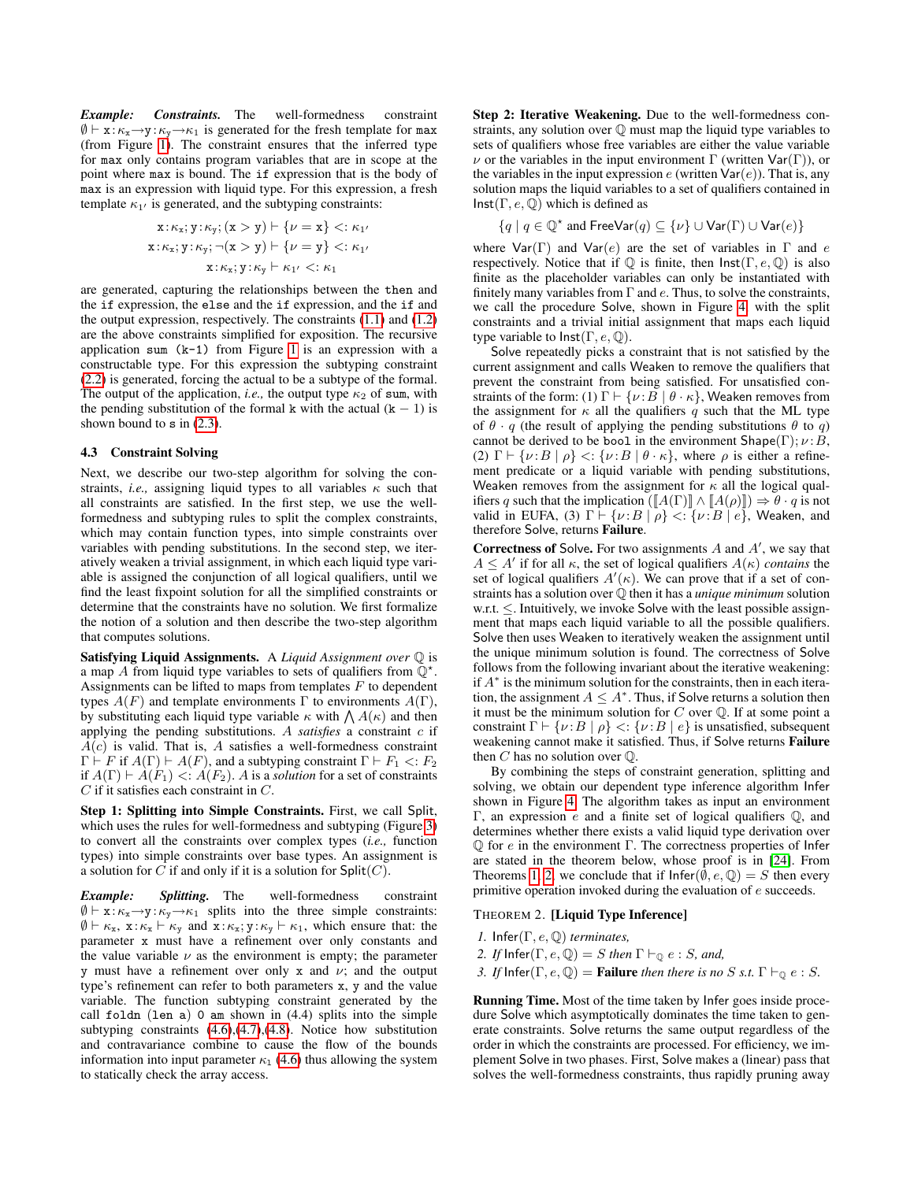***Example: Constraints.*** The well-formedness constraint $\emptyset \vdash \mathtt{x}{:}\kappa_{\mathtt{x}}{\rightarrow}\mathtt{y}{:}\kappa_{\mathtt{y}}{\rightarrow}\kappa_1$ is generated for the fresh template for `max` (from Figure 1). The constraint ensures that the inferred type for `max` only contains program variables that are in scope at the point where `max` is bound. The `if` expression that is the body of `max` is an expression with liquid type. For this expression, a fresh template $\kappa_{1'}$ is generated, and the subtyping constraints:

$$\mathtt{x}{:}\kappa_{\mathtt{x}}; \mathtt{y}{:}\kappa_{\mathtt{y}}; (\mathtt{x} > \mathtt{y}) \vdash \{\nu = \mathtt{x}\} <: \kappa_{1'}$$

$$\mathtt{x}{:}\kappa_{\mathtt{x}}; \mathtt{y}{:}\kappa_{\mathtt{y}}; \neg(\mathtt{x} > \mathtt{y}) \vdash \{\nu = \mathtt{y}\} <: \kappa_{1'}$$

$$\mathtt{x}{:}\kappa_{\mathtt{x}}; \mathtt{y}{:}\kappa_{\mathtt{y}} \vdash \kappa_{1'} <: \kappa_1$$

are generated, capturing the relationships between the `then` and the `if` expression, the `else` and the `if` expression, and the `if` and the output expression, respectively. The constraints (1.1) and (1.2) are the above constraints simplified for exposition. The recursive application `sum (k-1)` from Figure 1 is an expression with a constructable type. For this expression the subtyping constraint (2.2) is generated, forcing the actual to be a subtype of the formal. The output of the application, *i.e.,* the output type $\kappa_2$ of `sum`, with the pending substitution of the formal `k` with the actual $(\mathtt{k} - 1)$ is shown bound to `s` in (2.3).

### 4.3 Constraint Solving

Next, we describe our two-step algorithm for solving the constraints, *i.e.,* assigning liquid types to all variables $\kappa$ such that all constraints are satisfied. In the first step, we use the well-formedness and subtyping rules to split the complex constraints, which may contain function types, into simple constraints over variables with pending substitutions. In the second step, we iteratively weaken a trivial assignment, in which each liquid type variable is assigned the conjunction of all logical qualifiers, until we find the least fixpoint solution for all the simplified constraints or determine that the constraints have no solution. We first formalize the notion of a solution and then describe the two-step algorithm that computes solutions.

**Satisfying Liquid Assignments.** A *Liquid Assignment over* $\mathbb{Q}$ is a map $A$ from liquid type variables to sets of qualifiers from $\mathbb{Q}^\star$. Assignments can be lifted to maps from templates $F$ to dependent types $A(F)$ and template environments $\Gamma$ to environments $A(\Gamma)$, by substituting each liquid type variable $\kappa$ with $\bigwedge A(\kappa)$ and then applying the pending substitutions. $A$ *satisfies* a constraint $c$ if $A(c)$ is valid. That is, $A$ satisfies a well-formedness constraint $\Gamma \vdash F$ if $A(\Gamma) \vdash A(F)$, and a subtyping constraint $\Gamma \vdash F_1 <: F_2$ if $A(\Gamma) \vdash A(F_1) <: A(F_2)$. $A$ is a *solution* for a set of constraints $C$ if it satisfies each constraint in $C$.

**Step 1: Splitting into Simple Constraints.** First, we call Split, which uses the rules for well-formedness and subtyping (Figure 3) to convert all the constraints over complex types (*i.e.,* function types) into simple constraints over base types. An assignment is a solution for $C$ if and only if it is a solution for $\mathsf{Split}(C)$.

***Example: Splitting.*** The well-formedness constraint $\emptyset \vdash \mathtt{x}{:}\kappa_{\mathtt{x}}{\rightarrow}\mathtt{y}{:}\kappa_{\mathtt{y}}{\rightarrow}\kappa_1$ splits into the three simple constraints: $\emptyset \vdash \kappa_{\mathtt{x}}$, $\mathtt{x}{:}\kappa_{\mathtt{x}} \vdash \kappa_{\mathtt{y}}$ and $\mathtt{x}{:}\kappa_{\mathtt{x}}; \mathtt{y}{:}\kappa_{\mathtt{y}} \vdash \kappa_1$, which ensure that: the parameter `x` must have a refinement over only constants and the value variable $\nu$ as the environment is empty; the parameter `y` must have a refinement over only `x` and $\nu$; and the output type's refinement can refer to both parameters `x`, `y` and the value variable. The function subtyping constraint generated by the call `foldn (len a) 0 am` shown in (4.4) splits into the simple subtyping constraints (4.6),(4.7),(4.8). Notice how substitution and contravariance combine to cause the flow of the bounds information into input parameter $\kappa_1$ (4.6) thus allowing the system to statically check the array access.

**Step 2: Iterative Weakening.** Due to the well-formedness constraints, any solution over $\mathbb{Q}$ must map the liquid type variables to sets of qualifiers whose free variables are either the value variable $\nu$ or the variables in the input environment $\Gamma$ (written $\mathsf{Var}(\Gamma)$), or the variables in the input expression $e$ (written $\mathsf{Var}(e)$). That is, any solution maps the liquid variables to a set of qualifiers contained in $\mathsf{Inst}(\Gamma, e, \mathbb{Q})$ which is defined as

$$\{q \mid q \in \mathbb{Q}^\star \text{ and } \mathsf{FreeVar}(q) \subseteq \{\nu\} \cup \mathsf{Var}(\Gamma) \cup \mathsf{Var}(e)\}$$

where $\mathsf{Var}(\Gamma)$ and $\mathsf{Var}(e)$ are the set of variables in $\Gamma$ and $e$ respectively. Notice that if $\mathbb{Q}$ is finite, then $\mathsf{Inst}(\Gamma, e, \mathbb{Q})$ is also finite as the placeholder variables can only be instantiated with finitely many variables from $\Gamma$ and $e$. Thus, to solve the constraints, we call the procedure Solve, shown in Figure 4, with the split constraints and a trivial initial assignment that maps each liquid type variable to $\mathsf{Inst}(\Gamma, e, \mathbb{Q})$.

Solve repeatedly picks a constraint that is not satisfied by the current assignment and calls Weaken to remove the qualifiers that prevent the constraint from being satisfied. For unsatisfied constraints of the form: (1) $\Gamma \vdash \{\nu{:}B \mid \theta \cdot \kappa\}$, Weaken removes from the assignment for $\kappa$ all the qualifiers $q$ such that the ML type of $\theta \cdot q$ (the result of applying the pending substitutions $\theta$ to $q$) cannot be derived to be `bool` in the environment $\mathsf{Shape}(\Gamma); \nu{:}B$, (2) $\Gamma \vdash \{\nu{:}B \mid \rho\} <: \{\nu{:}B \mid \theta \cdot \kappa\}$, where $\rho$ is either a refinement predicate or a liquid variable with pending substitutions, Weaken removes from the assignment for $\kappa$ all the logical qualifiers $q$ such that the implication $(\llbracket A(\Gamma) \rrbracket \wedge \llbracket A(\rho) \rrbracket) \Rightarrow \theta \cdot q$ is not valid in EUFA, (3) $\Gamma \vdash \{\nu{:}B \mid \rho\} <: \{\nu{:}B \mid e\}$, Weaken, and therefore Solve, returns **Failure**.

**Correctness of** Solve. For two assignments $A$ and $A'$, we say that $A \leq A'$ if for all $\kappa$, the set of logical qualifiers $A(\kappa)$ *contains* the set of logical qualifiers $A'(\kappa)$. We can prove that if a set of constraints has a solution over $\mathbb{Q}$ then it has a *unique minimum* solution w.r.t. $\leq$. Intuitively, we invoke Solve with the least possible assignment that maps each liquid variable to all the possible qualifiers. Solve then uses Weaken to iteratively weaken the assignment until the unique minimum solution is found. The correctness of Solve follows from the following invariant about the iterative weakening: if $A^*$ is the minimum solution for the constraints, then in each iteration, the assignment $A \leq A^*$. Thus, if Solve returns a solution then it must be the minimum solution for $C$ over $\mathbb{Q}$. If at some point a constraint $\Gamma \vdash \{\nu{:}B \mid \rho\} <: \{\nu{:}B \mid e\}$ is unsatisfied, subsequent weakening cannot make it satisfied. Thus, if Solve returns **Failure** then $C$ has no solution over $\mathbb{Q}$.

By combining the steps of constraint generation, splitting and solving, we obtain our dependent type inference algorithm Infer shown in Figure 4. The algorithm takes as input an environment $\Gamma$, an expression $e$ and a finite set of logical qualifiers $\mathbb{Q}$, and determines whether there exists a valid liquid type derivation over $\mathbb{Q}$ for $e$ in the environment $\Gamma$. The correctness properties of Infer are stated in the theorem below, whose proof is in [24]. From Theorems 1, 2, we conclude that if $\mathsf{Infer}(\emptyset, e, \mathbb{Q}) = S$ then every primitive operation invoked during the evaluation of $e$ succeeds.

THEOREM 2. **[Liquid Type Inference]**

1. *$\mathsf{Infer}(\Gamma, e, \mathbb{Q})$ terminates,*
2. *If $\mathsf{Infer}(\Gamma, e, \mathbb{Q}) = S$ then $\Gamma \vdash_{\mathbb{Q}} e : S$, and,*
3. *If $\mathsf{Infer}(\Gamma, e, \mathbb{Q}) =$ **Failure** then there is no $S$ s.t. $\Gamma \vdash_{\mathbb{Q}} e : S$.*

**Running Time.** Most of the time taken by Infer goes inside procedure Solve which asymptotically dominates the time taken to generate constraints. Solve returns the same output regardless of the order in which the constraints are processed. For efficiency, we implement Solve in two phases. First, Solve makes a (linear) pass that solves the well-formedness constraints, thus rapidly pruning away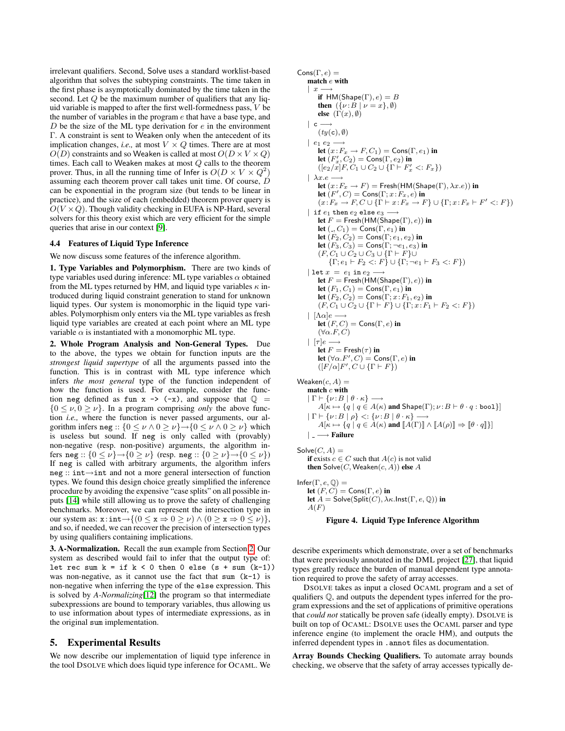irrelevant qualifiers. Second, Solve uses a standard worklist-based algorithm that solves the subtyping constraints. The time taken in the first phase is asymptotically dominated by the time taken in the second. Let $Q$ be the maximum number of qualifiers that any liquid variable is mapped to after the first well-formedness pass, $V$ be the number of variables in the program $e$ that have a base type, and $D$ be the size of the ML type derivation for $e$ in the environment $\Gamma$. A constraint is sent to Weaken only when the antecedent of its implication changes, *i.e.,* at most $V \times Q$ times. There are at most $O(D)$ constraints and so Weaken is called at most $O(D \times V \times Q)$ times. Each call to Weaken makes at most $Q$ calls to the theorem prover. Thus, in all the running time of Infer is $O(D \times V \times Q^2)$ assuming each theorem prover call takes unit time. Of course, $D$ can be exponential in the program size (but tends to be linear in practice), and the size of each (embedded) theorem prover query is $O(V \times Q)$. Though validity checking in EUFA is NP-Hard, several solvers for this theory exist which are very efficient for the simple queries that arise in our context [9].

### 4.4 Features of Liquid Type Inference

We now discuss some features of the inference algorithm.

**1. Type Variables and Polymorphism.** There are two kinds of type variables used during inference: ML type variables $\alpha$ obtained from the ML types returned by HM, and liquid type variables $\kappa$ introduced during liquid constraint generation to stand for unknown liquid types. Our system is monomorphic in the liquid type variables. Polymorphism only enters via the ML type variables as fresh liquid type variables are created at each point where an ML type variable $\alpha$ is instantiated with a monomorphic ML type.

**2. Whole Program Analysis and Non-General Types.** Due to the above, the types we obtain for function inputs are the *strongest liquid supertype* of all the arguments passed into the function. This is in contrast with ML type inference which infers *the most general* type of the function independent of how the function is used. For example, consider the function `neg` defined as `fun x -> (-x)`, and suppose that $\mathbb{Q} = \{0 \le \nu, 0 \ge \nu\}$. In a program comprising *only* the above function *i.e.,* where the function is never passed arguments, our algorithm infers `neg` :: $\{0 \le \nu \wedge 0 \ge \nu\} \rightarrow \{0 \le \nu \wedge 0 \ge \nu\}$ which is useless but sound. If `neg` is only called with (provably) non-negative (resp. non-positive) arguments, the algorithm infers `neg` :: $\{0 \le \nu\} \rightarrow \{0 \ge \nu\}$ (resp. `neg` :: $\{0 \ge \nu\} \rightarrow \{0 \le \nu\}$) If `neg` is called with arbitrary arguments, the algorithm infers `neg` :: `int`$\rightarrow$`int` and not a more general intersection of function types. We found this design choice greatly simplified the inference procedure by avoiding the expensive "case splits" on all possible inputs [14] while still allowing us to prove the safety of challenging benchmarks. Moreover, we can represent the intersection type in our system as: $\mathtt{x}\!:\!\mathtt{int} \rightarrow \{(0 \le \mathtt{x} \Rightarrow 0 \ge \nu) \wedge (0 \ge \mathtt{x} \Rightarrow 0 \le \nu)\}$, and so, if needed, we can recover the precision of intersection types by using qualifiers containing implications.

**3. A-Normalization.** Recall the `sum` example from Section 2. Our system as described would fail to infer that the output type of: `let rec sum k = if k < 0 then 0 else (s + sum (k-1))` was non-negative, as it cannot use the fact that `sum (k-1)` is non-negative when inferring the type of the `else` expression. This is solved by *A-Normalizing*[12] the program so that intermediate subexpressions are bound to temporary variables, thus allowing us to use information about types of intermediate expressions, as in the original `sum` implementation.

## 5. Experimental Results

We now describe our implementation of liquid type inference in the tool DSOLVE which does liquid type inference for OCAML. We describe experiments which demonstrate, over a set of benchmarks that were previously annotated in the DML project [27], that liquid types greatly reduce the burden of manual dependent type annotation required to prove the safety of array accesses.

DSOLVE takes as input a closed OCAML program and a set of qualifiers $\mathbb{Q}$, and outputs the dependent types inferred for the program expressions and the set of applications of primitive operations that *could not* statically be proven safe (ideally empty). DSOLVE is built on top of OCAML: DSOLVE uses the OCAML parser and type inference engine (to implement the oracle HM), and outputs the inferred dependent types in `.annot` files as documentation.

**Array Bounds Checking Qualifiers.** To automate array bounds checking, we observe that the safety of array accesses typically de-

$\mathsf{Cons}(\Gamma, e) =$
&nbsp;&nbsp;**match** $e$ **with**
&nbsp;&nbsp;$|\ x \longrightarrow$
&nbsp;&nbsp;&nbsp;&nbsp;**if** $\mathsf{HM}(\mathsf{Shape}(\Gamma), e) = B$
&nbsp;&nbsp;&nbsp;&nbsp;**then** $(\{\nu\!:\!B \mid \nu = x\}, \emptyset)$
&nbsp;&nbsp;&nbsp;&nbsp;**else** $(\Gamma(x), \emptyset)$
&nbsp;&nbsp;$|\ \mathsf{c} \longrightarrow$
&nbsp;&nbsp;&nbsp;&nbsp;$(ty(\mathsf{c}), \emptyset)$
&nbsp;&nbsp;$|\ e_1\ e_2 \longrightarrow$
&nbsp;&nbsp;&nbsp;&nbsp;**let** $(x\!:\!F_x \rightarrow F, C_1) = \mathsf{Cons}(\Gamma, e_1)$ **in**
&nbsp;&nbsp;&nbsp;&nbsp;**let** $(F'_x, C_2) = \mathsf{Cons}(\Gamma, e_2)$ **in**
&nbsp;&nbsp;&nbsp;&nbsp;$([e_2/x]F, C_1 \cup C_2 \cup \{\Gamma \vdash F'_x <: F_x\})$
&nbsp;&nbsp;$|\ \lambda x.e \longrightarrow$
&nbsp;&nbsp;&nbsp;&nbsp;**let** $(x\!:\!F_x \rightarrow F) = \mathsf{Fresh}(\mathsf{HM}(\mathsf{Shape}(\Gamma), \lambda x.e))$ **in**
&nbsp;&nbsp;&nbsp;&nbsp;**let** $(F', C) = \mathsf{Cons}(\Gamma; x\!:\!F_x, e)$ **in**
&nbsp;&nbsp;&nbsp;&nbsp;$(x\!:\!F_x \rightarrow F, C \cup \{\Gamma \vdash x\!:\!F_x \rightarrow F\} \cup \{\Gamma; x\!:\!F_x \vdash F' <: F\})$
&nbsp;&nbsp;$|$ `if` $e_1$ `then` $e_2$ `else` $e_3 \longrightarrow$
&nbsp;&nbsp;&nbsp;&nbsp;**let** $F = \mathsf{Fresh}(\mathsf{HM}(\mathsf{Shape}(\Gamma), e))$ **in**
&nbsp;&nbsp;&nbsp;&nbsp;**let** $(\_, C_1) = \mathsf{Cons}(\Gamma, e_1)$ **in**
&nbsp;&nbsp;&nbsp;&nbsp;**let** $(F_2, C_2) = \mathsf{Cons}(\Gamma; e_1, e_2)$ **in**
&nbsp;&nbsp;&nbsp;&nbsp;**let** $(F_3, C_3) = \mathsf{Cons}(\Gamma; \neg e_1, e_3)$ **in**
&nbsp;&nbsp;&nbsp;&nbsp;$(F, C_1 \cup C_2 \cup C_3 \cup \{\Gamma \vdash F\} \cup$
&nbsp;&nbsp;&nbsp;&nbsp;&nbsp;&nbsp;$\{\Gamma; e_1 \vdash F_2 <: F\} \cup \{\Gamma; \neg e_1 \vdash F_3 <: F\})$
&nbsp;&nbsp;$|$ `let` $x$ `=` $e_1$ `in` $e_2 \longrightarrow$
&nbsp;&nbsp;&nbsp;&nbsp;**let** $F = \mathsf{Fresh}(\mathsf{HM}(\mathsf{Shape}(\Gamma), e))$ **in**
&nbsp;&nbsp;&nbsp;&nbsp;**let** $(F_1, C_1) = \mathsf{Cons}(\Gamma, e_1)$ **in**
&nbsp;&nbsp;&nbsp;&nbsp;**let** $(F_2, C_2) = \mathsf{Cons}(\Gamma; x\!:\!F_1, e_2)$ **in**
&nbsp;&nbsp;&nbsp;&nbsp;$(F, C_1 \cup C_2 \cup \{\Gamma \vdash F\} \cup \{\Gamma; x\!:\!F_1 \vdash F_2 <: F\})$
&nbsp;&nbsp;$|\ [\Lambda\alpha]e \longrightarrow$
&nbsp;&nbsp;&nbsp;&nbsp;**let** $(F, C) = \mathsf{Cons}(\Gamma, e)$ **in**
&nbsp;&nbsp;&nbsp;&nbsp;$(\forall\alpha.F, C)$
&nbsp;&nbsp;$|\ [\tau]e \longrightarrow$
&nbsp;&nbsp;&nbsp;&nbsp;**let** $F = \mathsf{Fresh}(\tau)$ **in**
&nbsp;&nbsp;&nbsp;&nbsp;**let** $(\forall\alpha.F', C) = \mathsf{Cons}(\Gamma, e)$ **in**
&nbsp;&nbsp;&nbsp;&nbsp;$([F/\alpha]F', C \cup \{\Gamma \vdash F\})$

$\mathsf{Weaken}(c, A) =$
&nbsp;&nbsp;**match** $c$ **with**
&nbsp;&nbsp;$|\ \Gamma \vdash \{\nu\!:\!B \mid \theta \cdot \kappa\} \longrightarrow$
&nbsp;&nbsp;&nbsp;&nbsp;$A[\kappa \mapsto \{q \mid q \in A(\kappa)$ **and** $\mathsf{Shape}(\Gamma); \nu\!:\!B \vdash \theta \cdot q : \mathtt{bool}\}]$
&nbsp;&nbsp;$|\ \Gamma \vdash \{\nu\!:\!B \mid \rho\} <: \{\nu\!:\!B \mid \theta \cdot \kappa\} \longrightarrow$
&nbsp;&nbsp;&nbsp;&nbsp;$A[\kappa \mapsto \{q \mid q \in A(\kappa)$ **and** $[\![A(\Gamma)]\!] \wedge [\![A(\rho)]\!] \Rightarrow [\![\theta \cdot q]\!]\}]$
&nbsp;&nbsp;$|\ \_ \longrightarrow$ **Failure**

$\mathsf{Solve}(C, A) =$
&nbsp;&nbsp;**if** exists $c \in C$ such that $A(c)$ is not valid
&nbsp;&nbsp;**then** $\mathsf{Solve}(C, \mathsf{Weaken}(c, A))$ **else** $A$

$\mathsf{Infer}(\Gamma, e, \mathbb{Q}) =$
&nbsp;&nbsp;**let** $(F, C) = \mathsf{Cons}(\Gamma, e)$ **in**
&nbsp;&nbsp;**let** $A = \mathsf{Solve}(\mathsf{Split}(C), \lambda\kappa.\mathsf{Inst}(\Gamma, e, \mathbb{Q}))$ **in**
&nbsp;&nbsp;$A(F)$

**Figure 4. Liquid Type Inference Algorithm**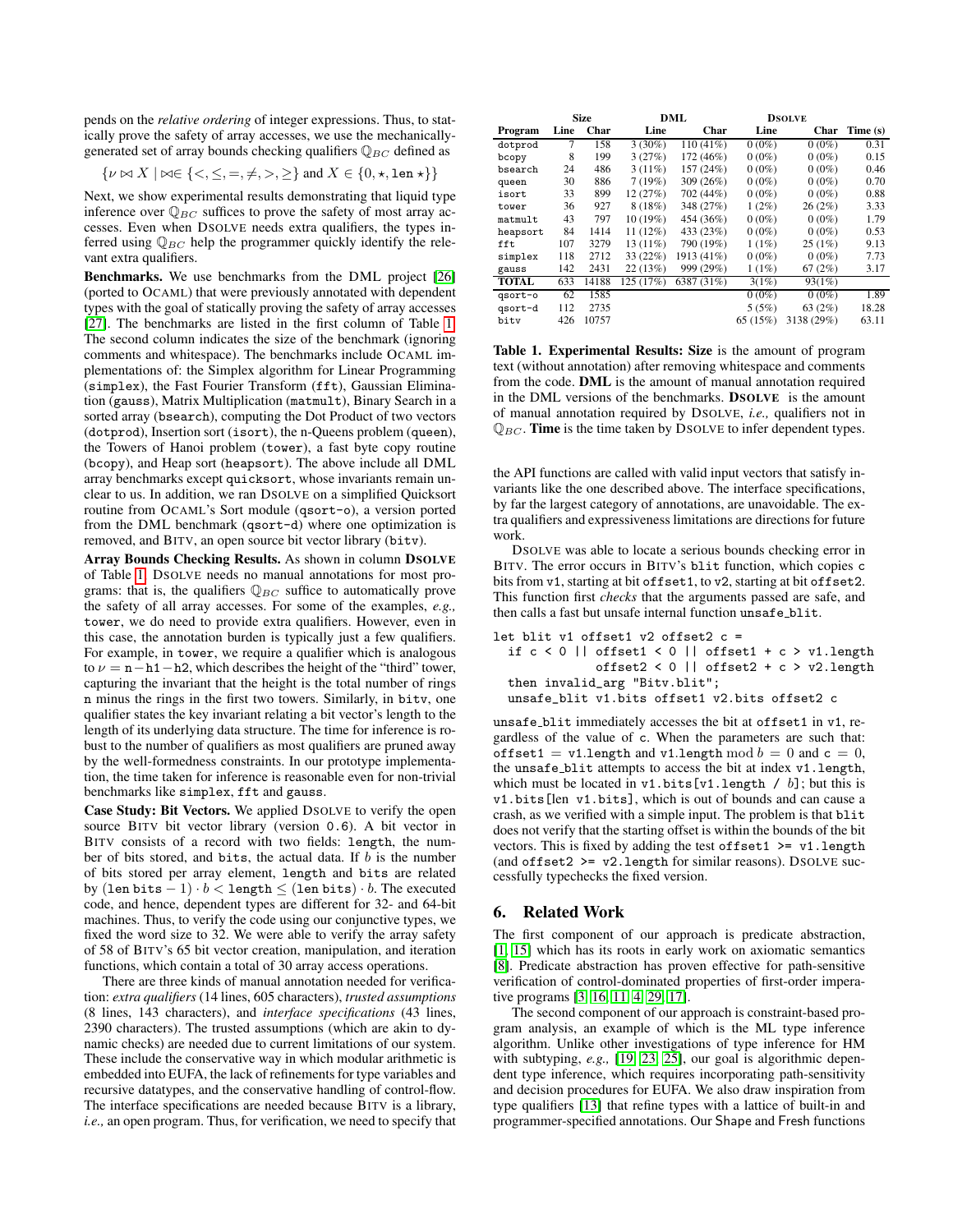pends on the *relative ordering* of integer expressions. Thus, to statically prove the safety of array accesses, we use the mechanically-generated set of array bounds checking qualifiers $\mathbb{Q}_{BC}$ defined as

$$\{\nu \bowtie X \mid \bowtie \in \{<, \leq, =, \neq, >, \geq\} \text{ and } X \in \{0, \star, \texttt{len}\ \star\}\}$$

Next, we show experimental results demonstrating that liquid type inference over $\mathbb{Q}_{BC}$ suffices to prove the safety of most array accesses. Even when DSOLVE needs extra qualifiers, the types inferred using $\mathbb{Q}_{BC}$ help the programmer quickly identify the relevant extra qualifiers.

**Benchmarks.** We use benchmarks from the DML project [26] (ported to OCAML) that were previously annotated with dependent types with the goal of statically proving the safety of array accesses [27]. The benchmarks are listed in the first column of Table 1. The second column indicates the size of the benchmark (ignoring comments and whitespace). The benchmarks include OCAML implementations of: the Simplex algorithm for Linear Programming (simplex), the Fast Fourier Transform (fft), Gaussian Elimination (gauss), Matrix Multiplication (matmult), Binary Search in a sorted array (bsearch), computing the Dot Product of two vectors (dotprod), Insertion sort (isort), the n-Queens problem (queen), the Towers of Hanoi problem (tower), a fast byte copy routine (bcopy), and Heap sort (heapsort). The above include all DML array benchmarks except quicksort, whose invariants remain unclear to us. In addition, we ran DSOLVE on a simplified Quicksort routine from OCAML's Sort module (qsort-o), a version ported from the DML benchmark (qsort-d) where one optimization is removed, and BITV, an open source bit vector library (bitv).

**Array Bounds Checking Results.** As shown in column **DSOLVE** of Table 1, DSOLVE needs no manual annotations for most programs: that is, the qualifiers $\mathbb{Q}_{BC}$ suffice to automatically prove the safety of all array accesses. For some of the examples, *e.g.,* tower, we do need to provide extra qualifiers. However, even in this case, the annotation burden is typically just a few qualifiers. For example, in tower, we require a qualifier which is analogous to $\nu = \mathtt{n} - \mathtt{h1} - \mathtt{h2}$, which describes the height of the "third" tower, capturing the invariant that the height is the total number of rings n minus the rings in the first two towers. Similarly, in bitv, one qualifier states the key invariant relating a bit vector's length to the length of its underlying data structure. The time for inference is robust to the number of qualifiers as most qualifiers are pruned away by the well-formedness constraints. In our prototype implementation, the time taken for inference is reasonable even for non-trivial benchmarks like simplex, fft and gauss.

**Case Study: Bit Vectors.** We applied DSOLVE to verify the open source BITV bit vector library (version 0.6). A bit vector in BITV consists of a record with two fields: length, the number of bits stored, and bits, the actual data. If $b$ is the number of bits stored per array element, length and bits are related by $(\texttt{len bits} - 1) \cdot b < \texttt{length} \leq (\texttt{len bits}) \cdot b$. The executed code, and hence, dependent types are different for 32- and 64-bit machines. Thus, to verify the code using our conjunctive types, we fixed the word size to 32. We were able to verify the array safety of 58 of BITV's 65 bit vector creation, manipulation, and iteration functions, which contain a total of 30 array access operations.

There are three kinds of manual annotation needed for verification: *extra qualifiers* (14 lines, 605 characters), *trusted assumptions* (8 lines, 143 characters), and *interface specifications* (43 lines, 2390 characters). The trusted assumptions (which are akin to dynamic checks) are needed due to current limitations of our system. These include the conservative way in which modular arithmetic is embedded into EUFA, the lack of refinements for type variables and recursive datatypes, and the conservative handling of control-flow. The interface specifications are needed because BITV is a library, *i.e.,* an open program. Thus, for verification, we need to specify that the API functions are called with valid input vectors that satisfy invariants like the one described above. The interface specifications, by far the largest category of annotations, are unavoidable. The extra qualifiers and expressiveness limitations are directions for future work.

| | Size | | DML | | DSOLVE | | |
|---|---|---|---|---|---|---|---|
| Program | Line | Char | Line | Char | Line | Char | Time (s) |
| dotprod | 7 | 158 | 3 (30%) | 110 (41%) | 0 (0%) | 0 (0%) | 0.31 |
| bcopy | 8 | 199 | 3 (27%) | 172 (46%) | 0 (0%) | 0 (0%) | 0.15 |
| bsearch | 24 | 486 | 3 (11%) | 157 (24%) | 0 (0%) | 0 (0%) | 0.46 |
| queen | 30 | 886 | 7 (19%) | 309 (26%) | 0 (0%) | 0 (0%) | 0.70 |
| isort | 33 | 899 | 12 (27%) | 702 (44%) | 0 (0%) | 0 (0%) | 0.88 |
| tower | 36 | 927 | 8 (18%) | 348 (27%) | 1 (2%) | 26 (2%) | 3.33 |
| matmult | 43 | 797 | 10 (19%) | 454 (36%) | 0 (0%) | 0 (0%) | 1.79 |
| heapsort | 84 | 1414 | 11 (12%) | 433 (23%) | 0 (0%) | 0 (0%) | 0.53 |
| fft | 107 | 3279 | 13 (11%) | 790 (19%) | 1 (1%) | 25 (1%) | 9.13 |
| simplex | 118 | 2712 | 33 (22%) | 1913 (41%) | 0 (0%) | 0 (0%) | 7.73 |
| gauss | 142 | 2431 | 22 (13%) | 999 (29%) | 1 (1%) | 67 (2%) | 3.17 |
| **TOTAL** | 633 | 14188 | 125 (17%) | 6387 (31%) | 3(1%) | 93(1%) | |
| qsort-o | 62 | 1585 | | | 0 (0%) | 0 (0%) | 1.89 |
| qsort-d | 112 | 2735 | | | 5 (5%) | 63 (2%) | 18.28 |
| bitv | 426 | 10757 | | | 65 (15%) | 3138 (29%) | 63.11 |

**Table 1. Experimental Results: Size** is the amount of program text (without annotation) after removing whitespace and comments from the code. **DML** is the amount of manual annotation required in the DML versions of the benchmarks. **DSOLVE** is the amount of manual annotation required by DSOLVE, *i.e.,* qualifiers not in $\mathbb{Q}_{BC}$. **Time** is the time taken by DSOLVE to infer dependent types.

DSOLVE was able to locate a serious bounds checking error in BITV. The error occurs in BITV's blit function, which copies c bits from v1, starting at bit offset1, to v2, starting at bit offset2. This function first *checks* that the arguments passed are safe, and then calls a fast but unsafe internal function unsafe_blit.

```
let blit v1 offset1 v2 offset2 c =
  if c < 0 || offset1 < 0 || offset1 + c > v1.length
             offset2 < 0 || offset2 + c > v2.length
  then invalid_arg "Bitv.blit";
  unsafe_blit v1.bits offset1 v2.bits offset2 c
```

unsafe_blit immediately accesses the bit at offset1 in v1, regardless of the value of c. When the parameters are such that: $\texttt{offset1} = \texttt{v1.length}$ and $\texttt{v1.length} \bmod b = 0$ and $\texttt{c} = 0$, the unsafe_blit attempts to access the bit at index v1.length, which must be located in v1.bits[v1.length / $b$]; but this is v1.bits[len v1.bits], which is out of bounds and can cause a crash, as we verified with a simple input. The problem is that blit does not verify that the starting offset is within the bounds of the bit vectors. This is fixed by adding the test offset1 >= v1.length (and offset2 >= v2.length for similar reasons). DSOLVE successfully typechecks the fixed version.

## 6. Related Work

The first component of our approach is predicate abstraction, [1, 15] which has its roots in early work on axiomatic semantics [8]. Predicate abstraction has proven effective for path-sensitive verification of control-dominated properties of first-order imperative programs [3, 16, 11, 4, 29, 17].

The second component of our approach is constraint-based program analysis, an example of which is the ML type inference algorithm. Unlike other investigations of type inference for HM with subtyping, *e.g.,* [19, 23, 25], our goal is algorithmic dependent type inference, which requires incorporating path-sensitivity and decision procedures for EUFA. We also draw inspiration from type qualifiers [13] that refine types with a lattice of built-in and programmer-specified annotations. Our Shape and Fresh functions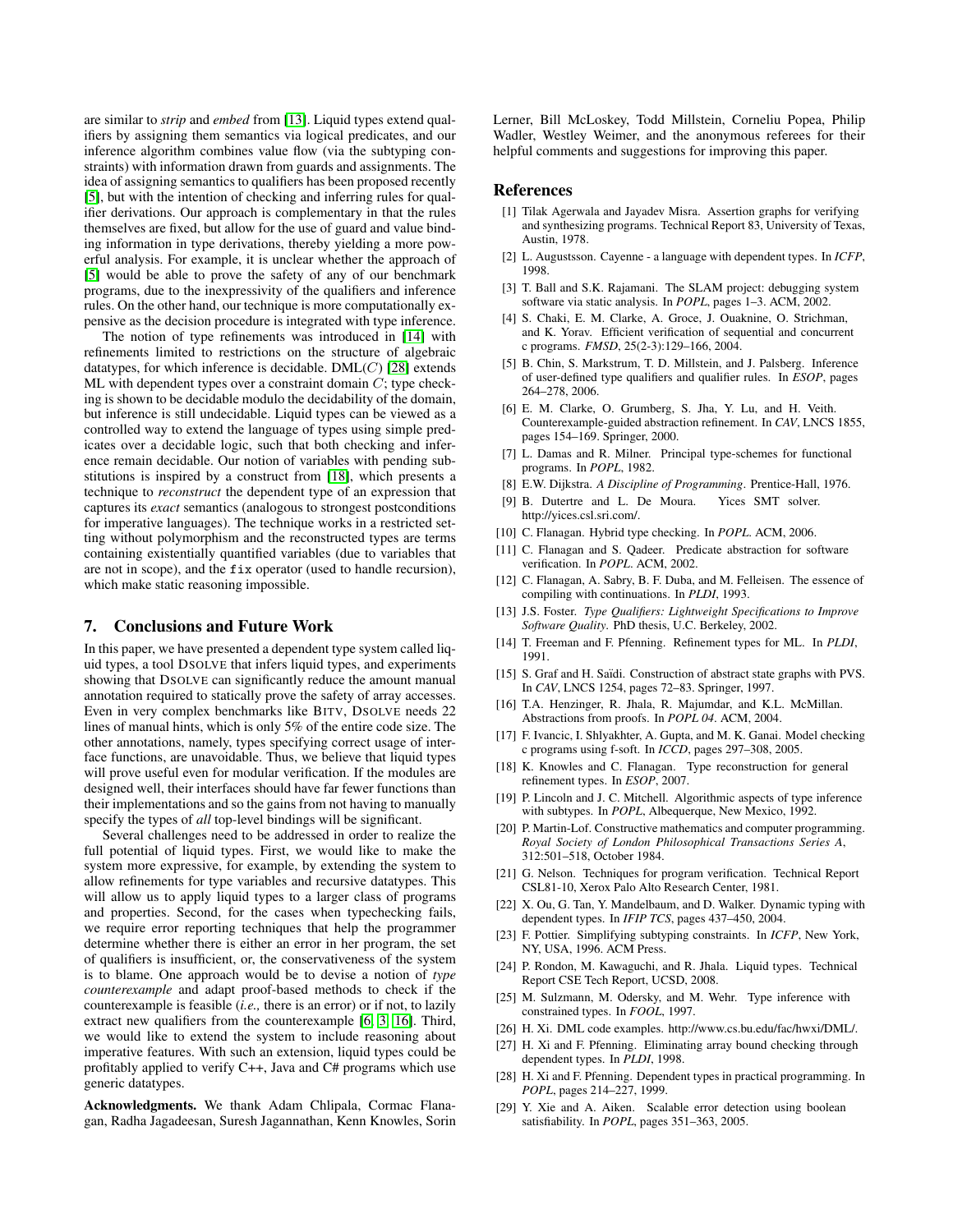are similar to *strip* and *embed* from [13]. Liquid types extend qualifiers by assigning them semantics via logical predicates, and our inference algorithm combines value flow (via the subtyping constraints) with information drawn from guards and assignments. The idea of assigning semantics to qualifiers has been proposed recently [5], but with the intention of checking and inferring rules for qualifier derivations. Our approach is complementary in that the rules themselves are fixed, but allow for the use of guard and value binding information in type derivations, thereby yielding a more powerful analysis. For example, it is unclear whether the approach of [5] would be able to prove the safety of any of our benchmark programs, due to the inexpressivity of the qualifiers and inference rules. On the other hand, our technique is more computationally expensive as the decision procedure is integrated with type inference.

The notion of type refinements was introduced in [14] with refinements limited to restrictions on the structure of algebraic datatypes, for which inference is decidable. DML($C$) [28] extends ML with dependent types over a constraint domain $C$; type checking is shown to be decidable modulo the decidability of the domain, but inference is still undecidable. Liquid types can be viewed as a controlled way to extend the language of types using simple predicates over a decidable logic, such that both checking and inference remain decidable. Our notion of variables with pending substitutions is inspired by a construct from [18], which presents a technique to *reconstruct* the dependent type of an expression that captures its *exact* semantics (analogous to strongest postconditions for imperative languages). The technique works in a restricted setting without polymorphism and the reconstructed types are terms containing existentially quantified variables (due to variables that are not in scope), and the `fix` operator (used to handle recursion), which make static reasoning impossible.

## 7. Conclusions and Future Work

In this paper, we have presented a dependent type system called liquid types, a tool DSOLVE that infers liquid types, and experiments showing that DSOLVE can significantly reduce the amount manual annotation required to statically prove the safety of array accesses. Even in very complex benchmarks like BITV, DSOLVE needs 22 lines of manual hints, which is only 5% of the entire code size. The other annotations, namely, types specifying correct usage of interface functions, are unavoidable. Thus, we believe that liquid types will prove useful even for modular verification. If the modules are designed well, their interfaces should have far fewer functions than their implementations and so the gains from not having to manually specify the types of *all* top-level bindings will be significant.

Several challenges need to be addressed in order to realize the full potential of liquid types. First, we would like to make the system more expressive, for example, by extending the system to allow refinements for type variables and recursive datatypes. This will allow us to apply liquid types to a larger class of programs and properties. Second, for the cases when typechecking fails, we require error reporting techniques that help the programmer determine whether there is either an error in her program, the set of qualifiers is insufficient, or, the conservativeness of the system is to blame. One approach would be to devise a notion of *type counterexample* and adapt proof-based methods to check if the counterexample is feasible (*i.e.,* there is an error) or if not, to lazily extract new qualifiers from the counterexample [6, 3, 16]. Third, we would like to extend the system to include reasoning about imperative features. With such an extension, liquid types could be profitably applied to verify C++, Java and C# programs which use generic datatypes.

**Acknowledgments.** We thank Adam Chlipala, Cormac Flanagan, Radha Jagadeesan, Suresh Jagannathan, Kenn Knowles, Sorin Lerner, Bill McLoskey, Todd Millstein, Corneliu Popea, Philip Wadler, Westley Weimer, and the anonymous referees for their helpful comments and suggestions for improving this paper.

## References

[1] Tilak Agerwala and Jayadev Misra. Assertion graphs for verifying and synthesizing programs. Technical Report 83, University of Texas, Austin, 1978.

[2] L. Augustsson. Cayenne - a language with dependent types. In *ICFP*, 1998.

[3] T. Ball and S.K. Rajamani. The SLAM project: debugging system software via static analysis. In *POPL*, pages 1–3. ACM, 2002.

[4] S. Chaki, E. M. Clarke, A. Groce, J. Ouaknine, O. Strichman, and K. Yorav. Efficient verification of sequential and concurrent c programs. *FMSD*, 25(2-3):129–166, 2004.

[5] B. Chin, S. Markstrum, T. D. Millstein, and J. Palsberg. Inference of user-defined type qualifiers and qualifier rules. In *ESOP*, pages 264–278, 2006.

[6] E. M. Clarke, O. Grumberg, S. Jha, Y. Lu, and H. Veith. Counterexample-guided abstraction refinement. In *CAV*, LNCS 1855, pages 154–169. Springer, 2000.

[7] L. Damas and R. Milner. Principal type-schemes for functional programs. In *POPL*, 1982.

[8] E.W. Dijkstra. *A Discipline of Programming*. Prentice-Hall, 1976.

[9] B. Dutertre and L. De Moura. Yices SMT solver. http://yices.csl.sri.com/.

[10] C. Flanagan. Hybrid type checking. In *POPL*. ACM, 2006.

[11] C. Flanagan and S. Qadeer. Predicate abstraction for software verification. In *POPL*. ACM, 2002.

[12] C. Flanagan, A. Sabry, B. F. Duba, and M. Felleisen. The essence of compiling with continuations. In *PLDI*, 1993.

[13] J.S. Foster. *Type Qualifiers: Lightweight Specifications to Improve Software Quality*. PhD thesis, U.C. Berkeley, 2002.

[14] T. Freeman and F. Pfenning. Refinement types for ML. In *PLDI*, 1991.

[15] S. Graf and H. Saïdi. Construction of abstract state graphs with PVS. In *CAV*, LNCS 1254, pages 72–83. Springer, 1997.

[16] T.A. Henzinger, R. Jhala, R. Majumdar, and K.L. McMillan. Abstractions from proofs. In *POPL 04*. ACM, 2004.

[17] F. Ivancic, I. Shlyakhter, A. Gupta, and M. K. Ganai. Model checking c programs using f-soft. In *ICCD*, pages 297–308, 2005.

[18] K. Knowles and C. Flanagan. Type reconstruction for general refinement types. In *ESOP*, 2007.

[19] P. Lincoln and J. C. Mitchell. Algorithmic aspects of type inference with subtypes. In *POPL*, Albequerque, New Mexico, 1992.

[20] P. Martin-Lof. Constructive mathematics and computer programming. *Royal Society of London Philosophical Transactions Series A*, 312:501–518, October 1984.

[21] G. Nelson. Techniques for program verification. Technical Report CSL81-10, Xerox Palo Alto Research Center, 1981.

[22] X. Ou, G. Tan, Y. Mandelbaum, and D. Walker. Dynamic typing with dependent types. In *IFIP TCS*, pages 437–450, 2004.

[23] F. Pottier. Simplifying subtyping constraints. In *ICFP*, New York, NY, USA, 1996. ACM Press.

[24] P. Rondon, M. Kawaguchi, and R. Jhala. Liquid types. Technical Report CSE Tech Report, UCSD, 2008.

[25] M. Sulzmann, M. Odersky, and M. Wehr. Type inference with constrained types. In *FOOL*, 1997.

[26] H. Xi. DML code examples. http://www.cs.bu.edu/fac/hwxi/DML/.

[27] H. Xi and F. Pfenning. Eliminating array bound checking through dependent types. In *PLDI*, 1998.

[28] H. Xi and F. Pfenning. Dependent types in practical programming. In *POPL*, pages 214–227, 1999.

[29] Y. Xie and A. Aiken. Scalable error detection using boolean satisfiability. In *POPL*, pages 351–363, 2005.